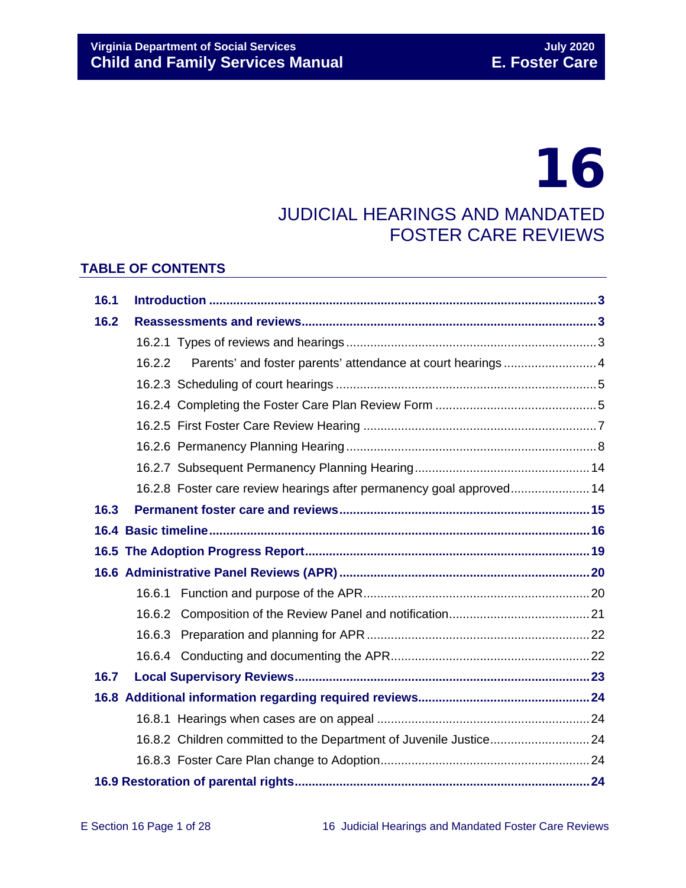# 16

## JUDICIAL HEARINGS AND MANDATED FOSTER CARE REVIEWS

### TABLE OF CONTENTS

| | | |
|---|---|---|
| **16.1** | **Introduction** | **3** |
| **16.2** | **Reassessments and reviews** | **3** |
| | 16.2.1 Types of reviews and hearings | 3 |
| | 16.2.2 Parents' and foster parents' attendance at court hearings | 4 |
| | 16.2.3 Scheduling of court hearings | 5 |
| | 16.2.4 Completing the Foster Care Plan Review Form | 5 |
| | 16.2.5 First Foster Care Review Hearing | 7 |
| | 16.2.6 Permanency Planning Hearing | 8 |
| | 16.2.7 Subsequent Permanency Planning Hearing | 14 |
| | 16.2.8 Foster care review hearings after permanency goal approved | 14 |
| **16.3** | **Permanent foster care and reviews** | **15** |
| **16.4** | **Basic timeline** | **16** |
| **16.5** | **The Adoption Progress Report** | **19** |
| **16.6** | **Administrative Panel Reviews (APR)** | **20** |
| | 16.6.1 Function and purpose of the APR | 20 |
| | 16.6.2 Composition of the Review Panel and notification | 21 |
| | 16.6.3 Preparation and planning for APR | 22 |
| | 16.6.4 Conducting and documenting the APR | 22 |
| **16.7** | **Local Supervisory Reviews** | **23** |
| **16.8** | **Additional information regarding required reviews** | **24** |
| | 16.8.1 Hearings when cases are on appeal | 24 |
| | 16.8.2 Children committed to the Department of Juvenile Justice | 24 |
| | 16.8.3 Foster Care Plan change to Adoption | 24 |
| **16.9** | **Restoration of parental rights** | **24** |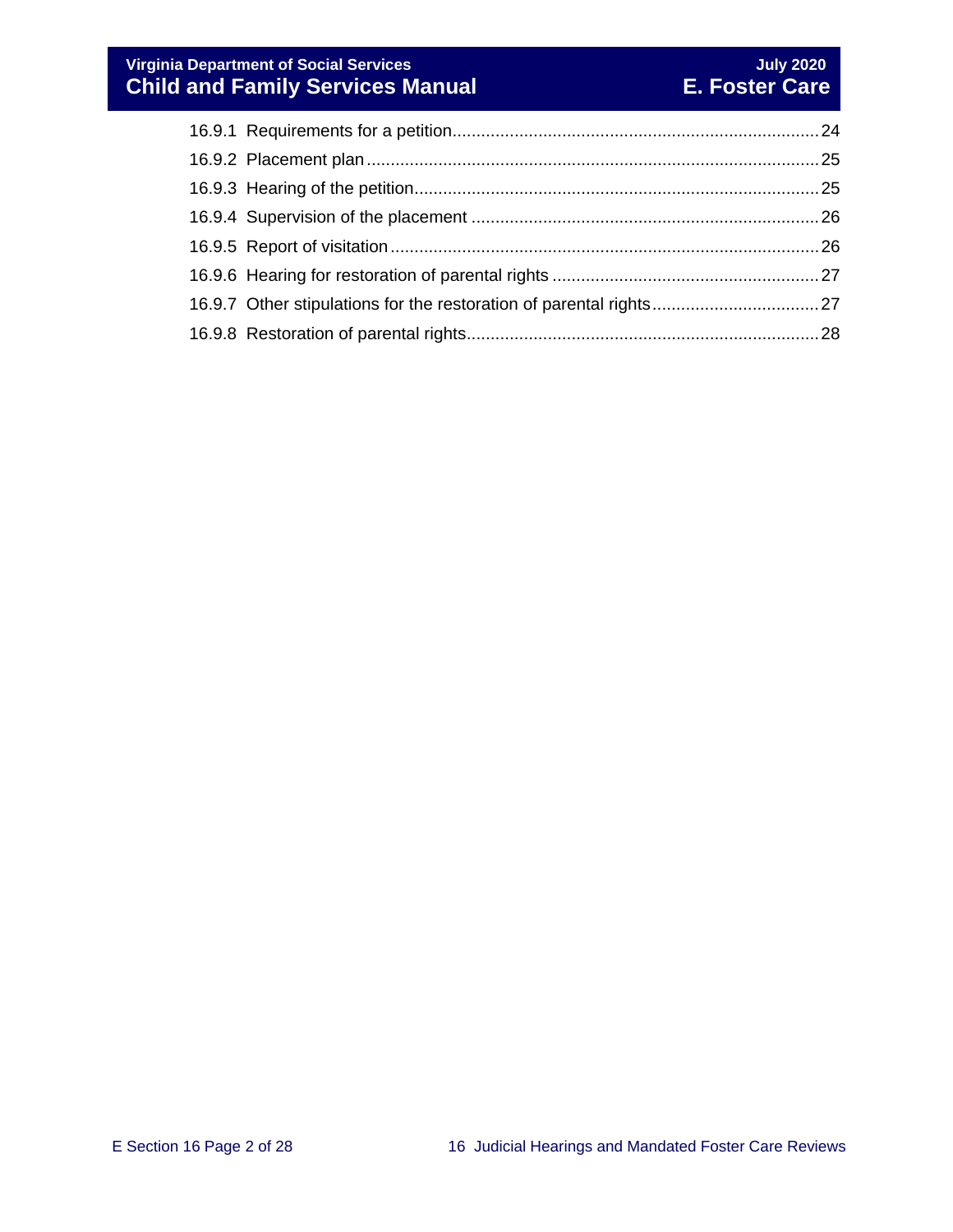16.9.1 Requirements for a petition............................................................................24

16.9.2 Placement plan...............................................................................................25

16.9.3 Hearing of the petition....................................................................................25

16.9.4 Supervision of the placement ........................................................................26

16.9.5 Report of visitation..........................................................................................26

16.9.6 Hearing for restoration of parental rights .......................................................27

16.9.7 Other stipulations for the restoration of parental rights..................................27

16.9.8 Restoration of parental rights.........................................................................28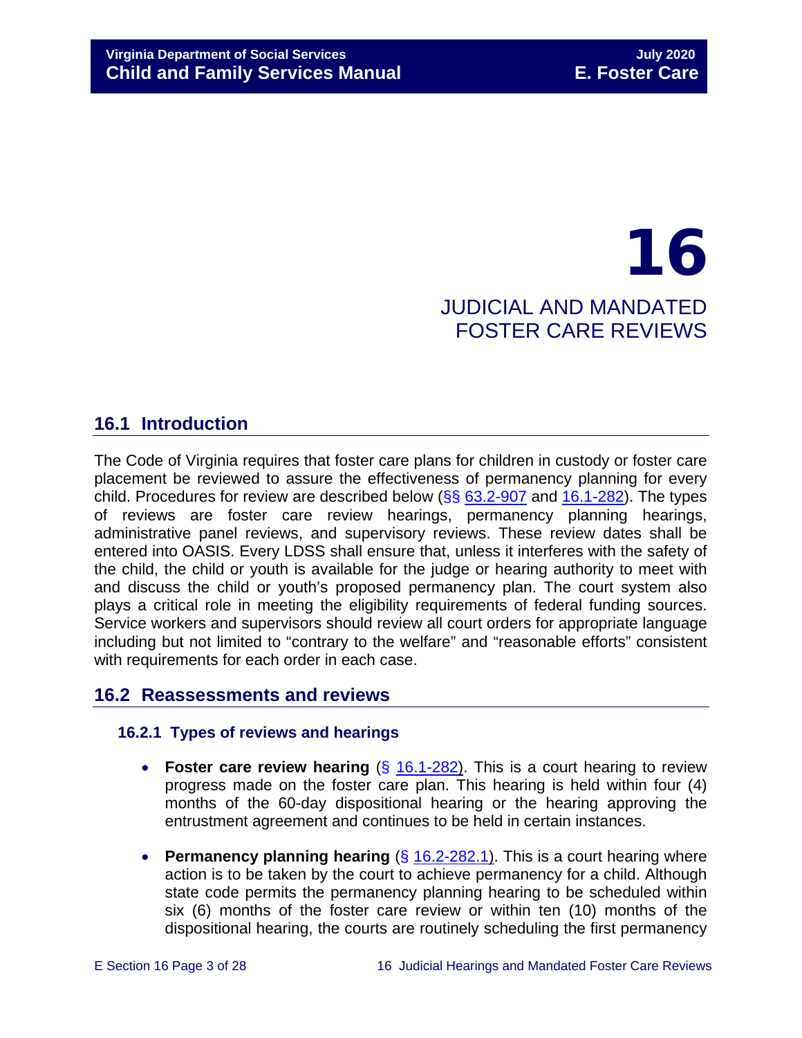# 16

# JUDICIAL AND MANDATED FOSTER CARE REVIEWS

## 16.1 Introduction

The Code of Virginia requires that foster care plans for children in custody or foster care placement be reviewed to assure the effectiveness of permanency planning for every child. Procedures for review are described below (§§ 63.2-907 and 16.1-282). The types of reviews are foster care review hearings, permanency planning hearings, administrative panel reviews, and supervisory reviews. These review dates shall be entered into OASIS. Every LDSS shall ensure that, unless it interferes with the safety of the child, the child or youth is available for the judge or hearing authority to meet with and discuss the child or youth's proposed permanency plan. The court system also plays a critical role in meeting the eligibility requirements of federal funding sources. Service workers and supervisors should review all court orders for appropriate language including but not limited to "contrary to the welfare" and "reasonable efforts" consistent with requirements for each order in each case.

## 16.2 Reassessments and reviews

### 16.2.1 Types of reviews and hearings

- **Foster care review hearing** (§ 16.1-282). This is a court hearing to review progress made on the foster care plan. This hearing is held within four (4) months of the 60-day dispositional hearing or the hearing approving the entrustment agreement and continues to be held in certain instances.
- **Permanency planning hearing** (§ 16.2-282.1). This is a court hearing where action is to be taken by the court to achieve permanency for a child. Although state code permits the permanency planning hearing to be scheduled within six (6) months of the foster care review or within ten (10) months of the dispositional hearing, the courts are routinely scheduling the first permanency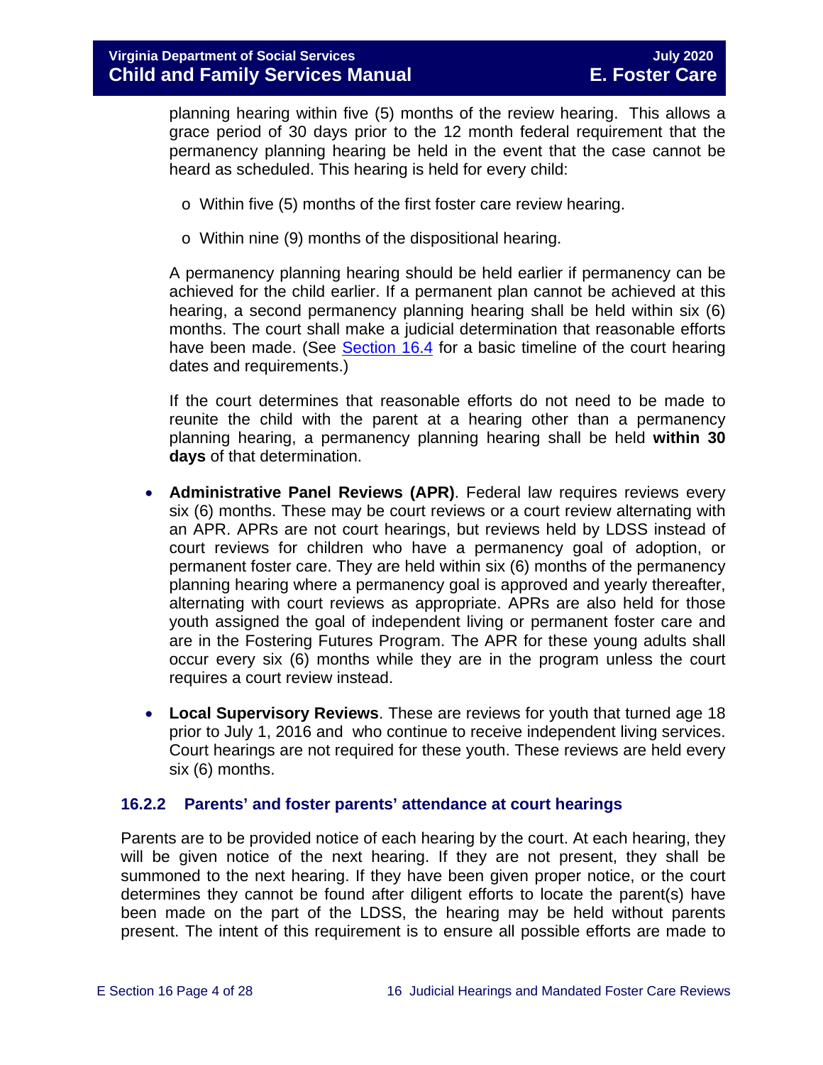planning hearing within five (5) months of the review hearing. This allows a grace period of 30 days prior to the 12 month federal requirement that the permanency planning hearing be held in the event that the case cannot be heard as scheduled. This hearing is held for every child:

- Within five (5) months of the first foster care review hearing.
- Within nine (9) months of the dispositional hearing.

A permanency planning hearing should be held earlier if permanency can be achieved for the child earlier. If a permanent plan cannot be achieved at this hearing, a second permanency planning hearing shall be held within six (6) months. The court shall make a judicial determination that reasonable efforts have been made. (See Section 16.4 for a basic timeline of the court hearing dates and requirements.)

If the court determines that reasonable efforts do not need to be made to reunite the child with the parent at a hearing other than a permanency planning hearing, a permanency planning hearing shall be held **within 30 days** of that determination.

- **Administrative Panel Reviews (APR)**. Federal law requires reviews every six (6) months. These may be court reviews or a court review alternating with an APR. APRs are not court hearings, but reviews held by LDSS instead of court reviews for children who have a permanency goal of adoption, or permanent foster care. They are held within six (6) months of the permanency planning hearing where a permanency goal is approved and yearly thereafter, alternating with court reviews as appropriate. APRs are also held for those youth assigned the goal of independent living or permanent foster care and are in the Fostering Futures Program. The APR for these young adults shall occur every six (6) months while they are in the program unless the court requires a court review instead.
- **Local Supervisory Reviews**. These are reviews for youth that turned age 18 prior to July 1, 2016 and who continue to receive independent living services. Court hearings are not required for these youth. These reviews are held every six (6) months.

### 16.2.2 Parents' and foster parents' attendance at court hearings

Parents are to be provided notice of each hearing by the court. At each hearing, they will be given notice of the next hearing. If they are not present, they shall be summoned to the next hearing. If they have been given proper notice, or the court determines they cannot be found after diligent efforts to locate the parent(s) have been made on the part of the LDSS, the hearing may be held without parents present. The intent of this requirement is to ensure all possible efforts are made to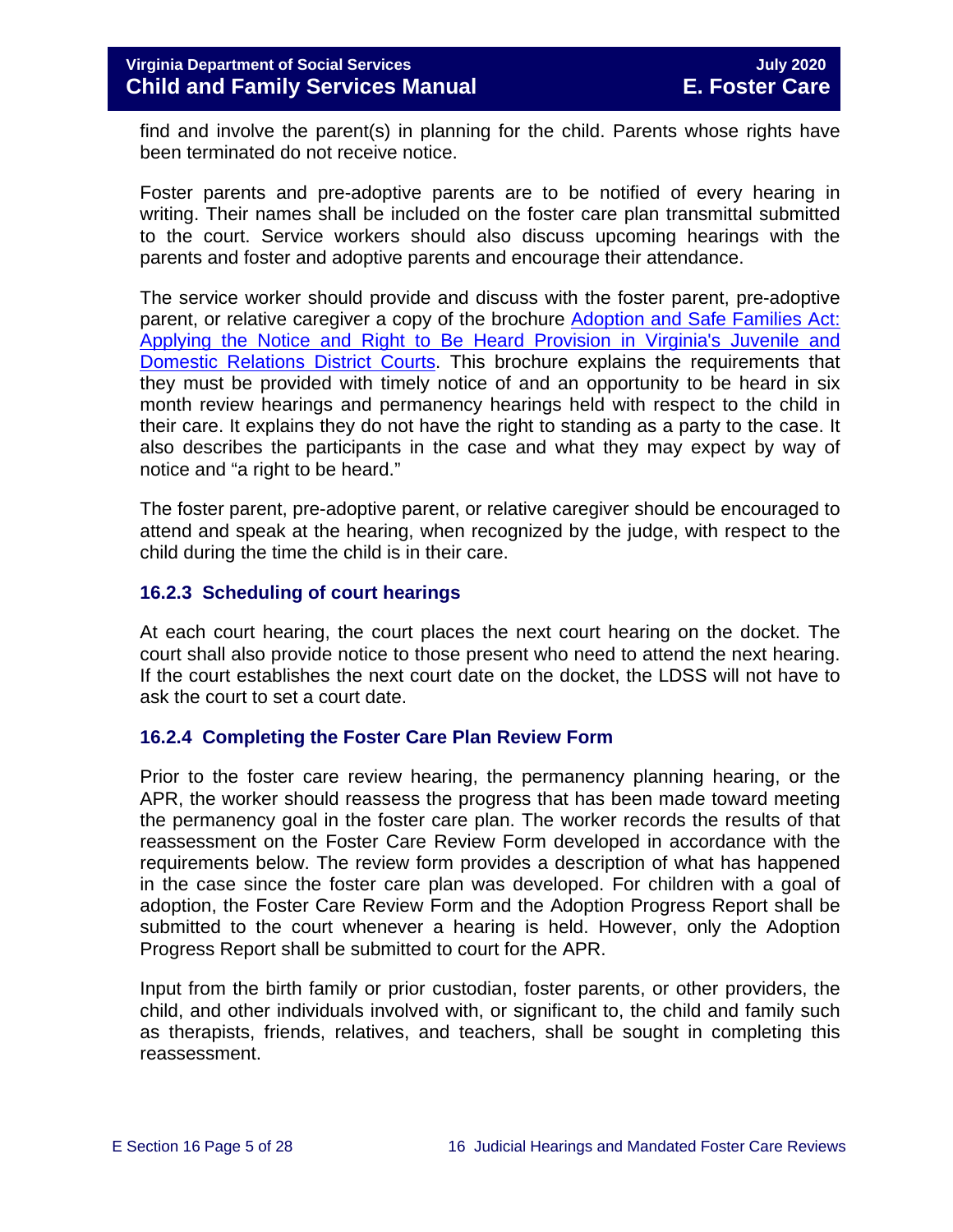find and involve the parent(s) in planning for the child. Parents whose rights have been terminated do not receive notice.

Foster parents and pre-adoptive parents are to be notified of every hearing in writing. Their names shall be included on the foster care plan transmittal submitted to the court. Service workers should also discuss upcoming hearings with the parents and foster and adoptive parents and encourage their attendance.

The service worker should provide and discuss with the foster parent, pre-adoptive parent, or relative caregiver a copy of the brochure Adoption and Safe Families Act: Applying the Notice and Right to Be Heard Provision in Virginia's Juvenile and Domestic Relations District Courts. This brochure explains the requirements that they must be provided with timely notice of and an opportunity to be heard in six month review hearings and permanency hearings held with respect to the child in their care. It explains they do not have the right to standing as a party to the case. It also describes the participants in the case and what they may expect by way of notice and "a right to be heard."

The foster parent, pre-adoptive parent, or relative caregiver should be encouraged to attend and speak at the hearing, when recognized by the judge, with respect to the child during the time the child is in their care.

### 16.2.3 Scheduling of court hearings

At each court hearing, the court places the next court hearing on the docket. The court shall also provide notice to those present who need to attend the next hearing. If the court establishes the next court date on the docket, the LDSS will not have to ask the court to set a court date.

### 16.2.4 Completing the Foster Care Plan Review Form

Prior to the foster care review hearing, the permanency planning hearing, or the APR, the worker should reassess the progress that has been made toward meeting the permanency goal in the foster care plan. The worker records the results of that reassessment on the Foster Care Review Form developed in accordance with the requirements below. The review form provides a description of what has happened in the case since the foster care plan was developed. For children with a goal of adoption, the Foster Care Review Form and the Adoption Progress Report shall be submitted to the court whenever a hearing is held. However, only the Adoption Progress Report shall be submitted to court for the APR.

Input from the birth family or prior custodian, foster parents, or other providers, the child, and other individuals involved with, or significant to, the child and family such as therapists, friends, relatives, and teachers, shall be sought in completing this reassessment.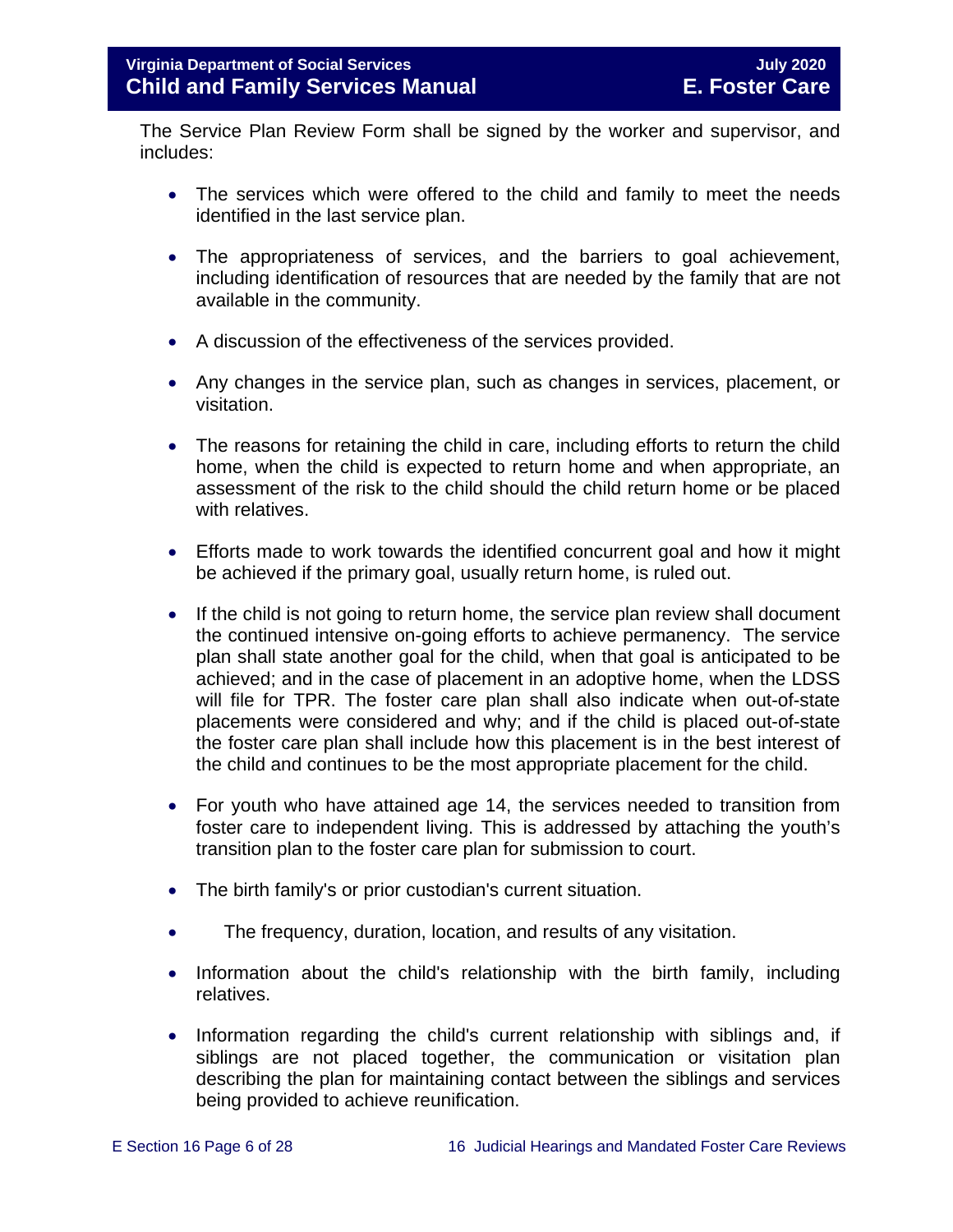The Service Plan Review Form shall be signed by the worker and supervisor, and includes:

- The services which were offered to the child and family to meet the needs identified in the last service plan.
- The appropriateness of services, and the barriers to goal achievement, including identification of resources that are needed by the family that are not available in the community.
- A discussion of the effectiveness of the services provided.
- Any changes in the service plan, such as changes in services, placement, or visitation.
- The reasons for retaining the child in care, including efforts to return the child home, when the child is expected to return home and when appropriate, an assessment of the risk to the child should the child return home or be placed with relatives.
- Efforts made to work towards the identified concurrent goal and how it might be achieved if the primary goal, usually return home, is ruled out.
- If the child is not going to return home, the service plan review shall document the continued intensive on-going efforts to achieve permanency. The service plan shall state another goal for the child, when that goal is anticipated to be achieved; and in the case of placement in an adoptive home, when the LDSS will file for TPR. The foster care plan shall also indicate when out-of-state placements were considered and why; and if the child is placed out-of-state the foster care plan shall include how this placement is in the best interest of the child and continues to be the most appropriate placement for the child.
- For youth who have attained age 14, the services needed to transition from foster care to independent living. This is addressed by attaching the youth's transition plan to the foster care plan for submission to court.
- The birth family's or prior custodian's current situation.
- The frequency, duration, location, and results of any visitation.
- Information about the child's relationship with the birth family, including relatives.
- Information regarding the child's current relationship with siblings and, if siblings are not placed together, the communication or visitation plan describing the plan for maintaining contact between the siblings and services being provided to achieve reunification.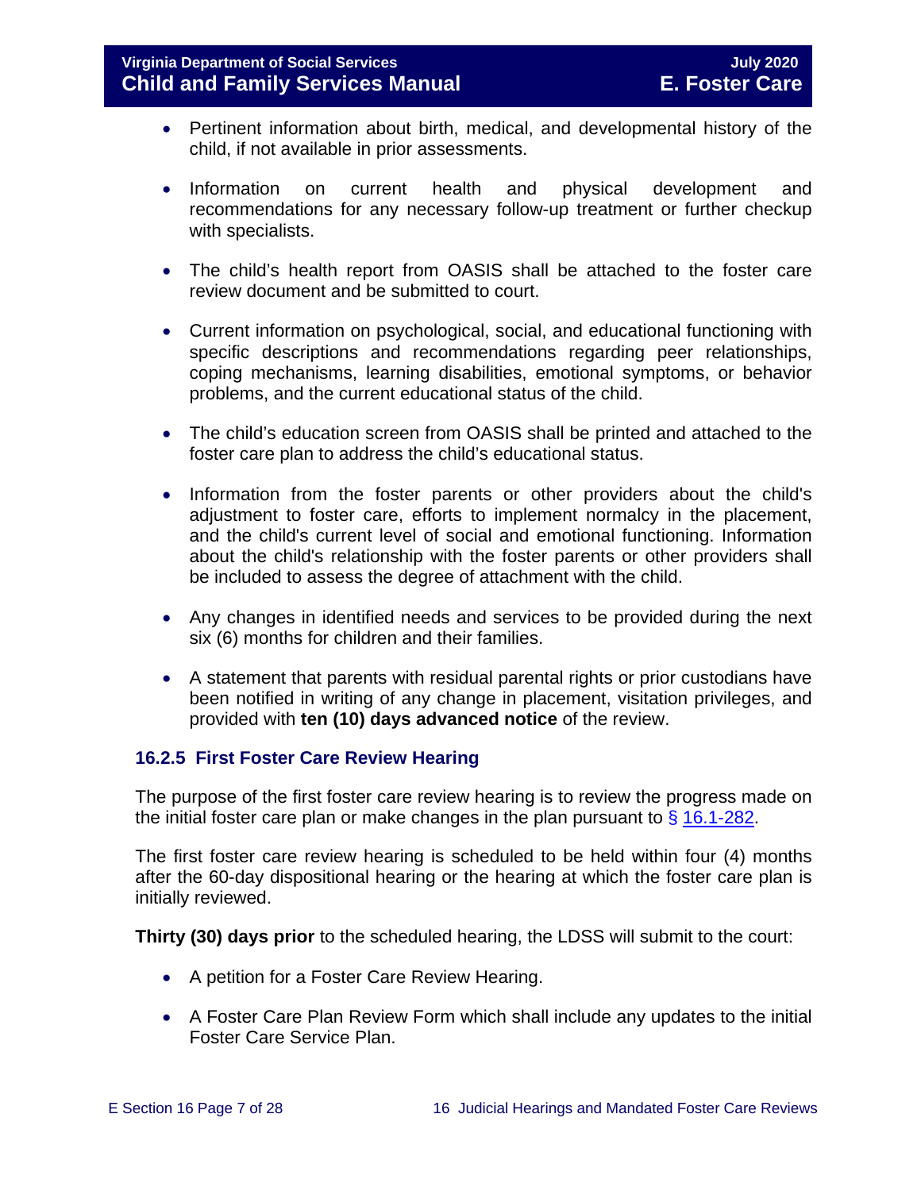- Pertinent information about birth, medical, and developmental history of the child, if not available in prior assessments.

- Information on current health and physical development and recommendations for any necessary follow-up treatment or further checkup with specialists.

- The child's health report from OASIS shall be attached to the foster care review document and be submitted to court.

- Current information on psychological, social, and educational functioning with specific descriptions and recommendations regarding peer relationships, coping mechanisms, learning disabilities, emotional symptoms, or behavior problems, and the current educational status of the child.

- The child's education screen from OASIS shall be printed and attached to the foster care plan to address the child's educational status.

- Information from the foster parents or other providers about the child's adjustment to foster care, efforts to implement normalcy in the placement, and the child's current level of social and emotional functioning. Information about the child's relationship with the foster parents or other providers shall be included to assess the degree of attachment with the child.

- Any changes in identified needs and services to be provided during the next six (6) months for children and their families.

- A statement that parents with residual parental rights or prior custodians have been notified in writing of any change in placement, visitation privileges, and provided with **ten (10) days advanced notice** of the review.

### 16.2.5 First Foster Care Review Hearing

The purpose of the first foster care review hearing is to review the progress made on the initial foster care plan or make changes in the plan pursuant to § 16.1-282.

The first foster care review hearing is scheduled to be held within four (4) months after the 60-day dispositional hearing or the hearing at which the foster care plan is initially reviewed.

**Thirty (30) days prior** to the scheduled hearing, the LDSS will submit to the court:

- A petition for a Foster Care Review Hearing.

- A Foster Care Plan Review Form which shall include any updates to the initial Foster Care Service Plan.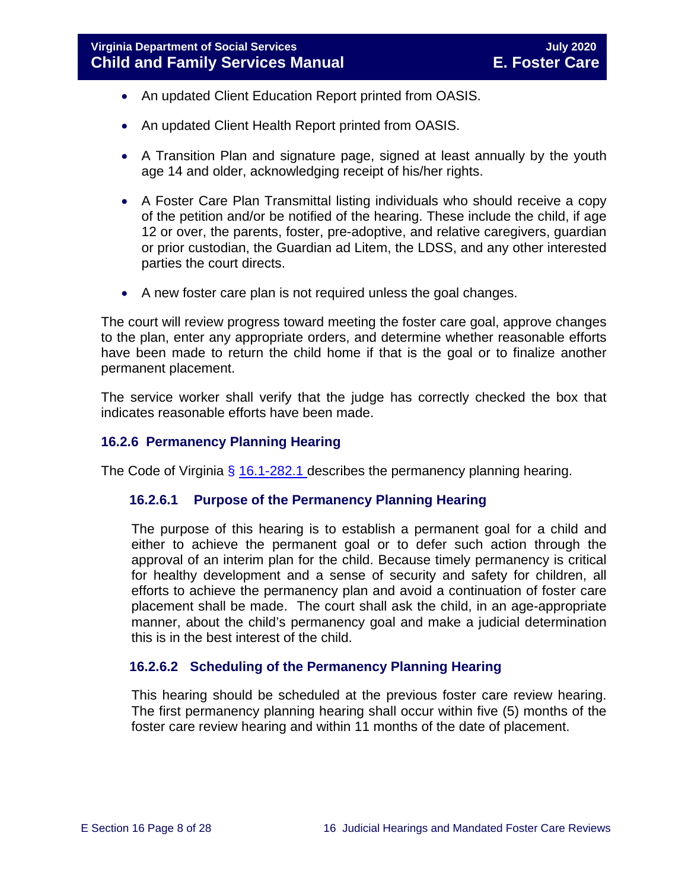- An updated Client Education Report printed from OASIS.
- An updated Client Health Report printed from OASIS.
- A Transition Plan and signature page, signed at least annually by the youth age 14 and older, acknowledging receipt of his/her rights.
- A Foster Care Plan Transmittal listing individuals who should receive a copy of the petition and/or be notified of the hearing. These include the child, if age 12 or over, the parents, foster, pre-adoptive, and relative caregivers, guardian or prior custodian, the Guardian ad Litem, the LDSS, and any other interested parties the court directs.
- A new foster care plan is not required unless the goal changes.

The court will review progress toward meeting the foster care goal, approve changes to the plan, enter any appropriate orders, and determine whether reasonable efforts have been made to return the child home if that is the goal or to finalize another permanent placement.

The service worker shall verify that the judge has correctly checked the box that indicates reasonable efforts have been made.

### 16.2.6 Permanency Planning Hearing

The Code of Virginia § 16.1-282.1 describes the permanency planning hearing.

#### 16.2.6.1 Purpose of the Permanency Planning Hearing

The purpose of this hearing is to establish a permanent goal for a child and either to achieve the permanent goal or to defer such action through the approval of an interim plan for the child. Because timely permanency is critical for healthy development and a sense of security and safety for children, all efforts to achieve the permanency plan and avoid a continuation of foster care placement shall be made. The court shall ask the child, in an age-appropriate manner, about the child's permanency goal and make a judicial determination this is in the best interest of the child.

#### 16.2.6.2 Scheduling of the Permanency Planning Hearing

This hearing should be scheduled at the previous foster care review hearing. The first permanency planning hearing shall occur within five (5) months of the foster care review hearing and within 11 months of the date of placement.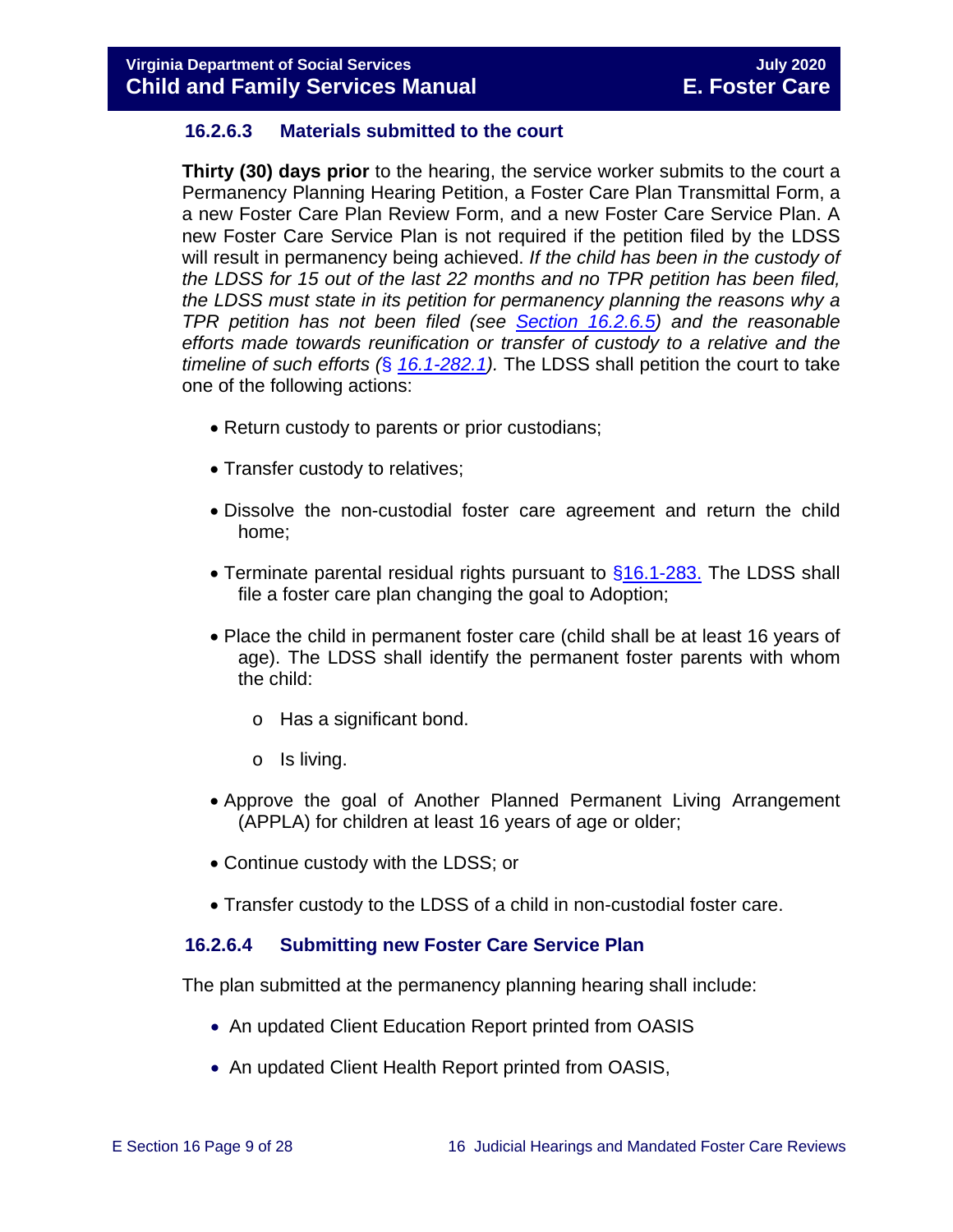### 16.2.6.3 Materials submitted to the court

**Thirty (30) days prior** to the hearing, the service worker submits to the court a Permanency Planning Hearing Petition, a Foster Care Plan Transmittal Form, a a new Foster Care Plan Review Form, and a new Foster Care Service Plan. A new Foster Care Service Plan is not required if the petition filed by the LDSS will result in permanency being achieved. *If the child has been in the custody of the LDSS for 15 out of the last 22 months and no TPR petition has been filed, the LDSS must state in its petition for permanency planning the reasons why a TPR petition has not been filed (see [Section 16.2.6.5](#)) and the reasonable efforts made towards reunification or transfer of custody to a relative and the timeline of such efforts (§ [16.1-282.1](#)).* The LDSS shall petition the court to take one of the following actions:

- Return custody to parents or prior custodians;
- Transfer custody to relatives;
- Dissolve the non-custodial foster care agreement and return the child home;
- Terminate parental residual rights pursuant to [§16.1-283.](#) The LDSS shall file a foster care plan changing the goal to Adoption;
- Place the child in permanent foster care (child shall be at least 16 years of age). The LDSS shall identify the permanent foster parents with whom the child:
  - Has a significant bond.
  - Is living.
- Approve the goal of Another Planned Permanent Living Arrangement (APPLA) for children at least 16 years of age or older;
- Continue custody with the LDSS; or
- Transfer custody to the LDSS of a child in non-custodial foster care.

### 16.2.6.4 Submitting new Foster Care Service Plan

The plan submitted at the permanency planning hearing shall include:

- An updated Client Education Report printed from OASIS
- An updated Client Health Report printed from OASIS,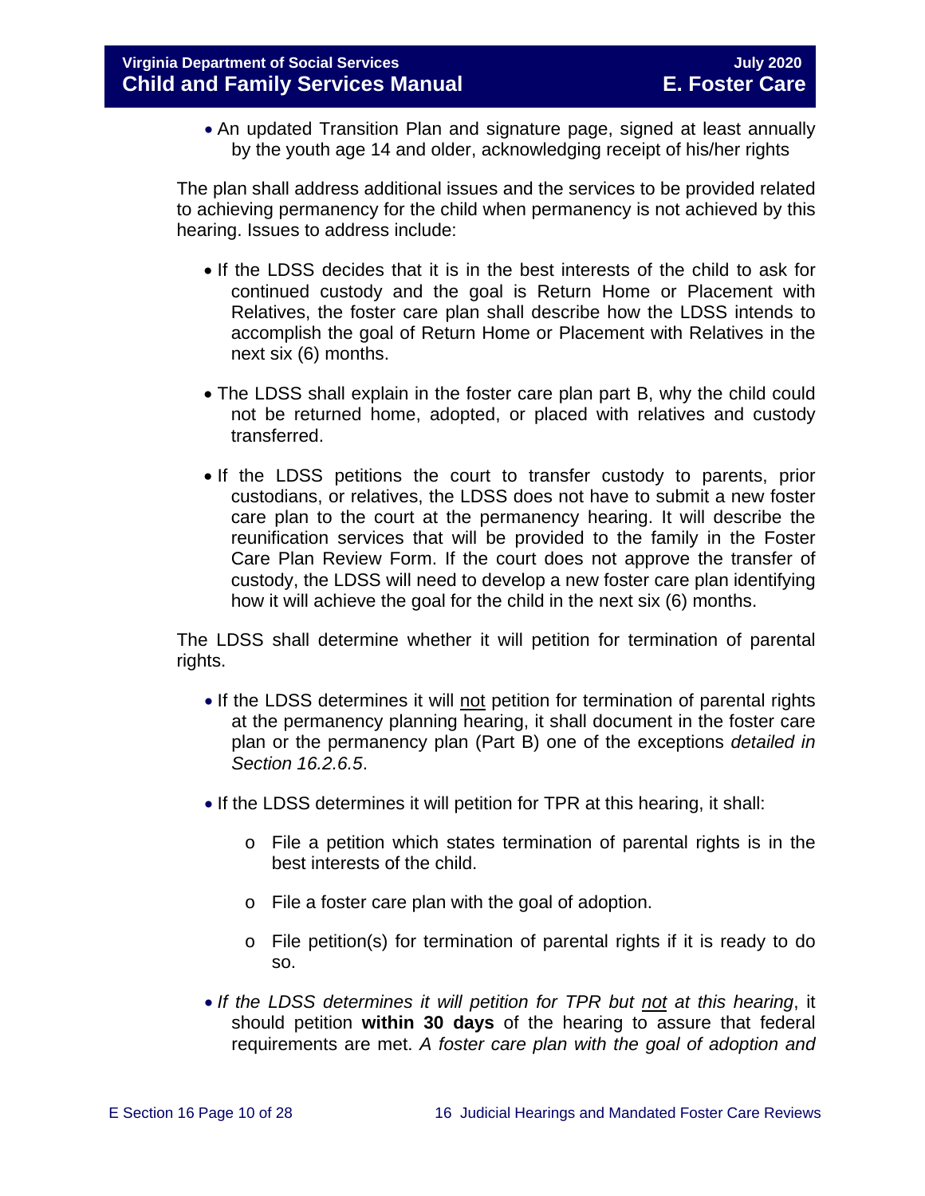- An updated Transition Plan and signature page, signed at least annually by the youth age 14 and older, acknowledging receipt of his/her rights

The plan shall address additional issues and the services to be provided related to achieving permanency for the child when permanency is not achieved by this hearing. Issues to address include:

- If the LDSS decides that it is in the best interests of the child to ask for continued custody and the goal is Return Home or Placement with Relatives, the foster care plan shall describe how the LDSS intends to accomplish the goal of Return Home or Placement with Relatives in the next six (6) months.

- The LDSS shall explain in the foster care plan part B, why the child could not be returned home, adopted, or placed with relatives and custody transferred.

- If the LDSS petitions the court to transfer custody to parents, prior custodians, or relatives, the LDSS does not have to submit a new foster care plan to the court at the permanency hearing. It will describe the reunification services that will be provided to the family in the Foster Care Plan Review Form. If the court does not approve the transfer of custody, the LDSS will need to develop a new foster care plan identifying how it will achieve the goal for the child in the next six (6) months.

The LDSS shall determine whether it will petition for termination of parental rights.

- If the LDSS determines it will not petition for termination of parental rights at the permanency planning hearing, it shall document in the foster care plan or the permanency plan (Part B) one of the exceptions *detailed in Section 16.2.6.5*.

- If the LDSS determines it will petition for TPR at this hearing, it shall:
    - File a petition which states termination of parental rights is in the best interests of the child.
    - File a foster care plan with the goal of adoption.
    - File petition(s) for termination of parental rights if it is ready to do so.

- *If the LDSS determines it will petition for TPR but not at this hearing*, it should petition **within 30 days** of the hearing to assure that federal requirements are met. *A foster care plan with the goal of adoption and*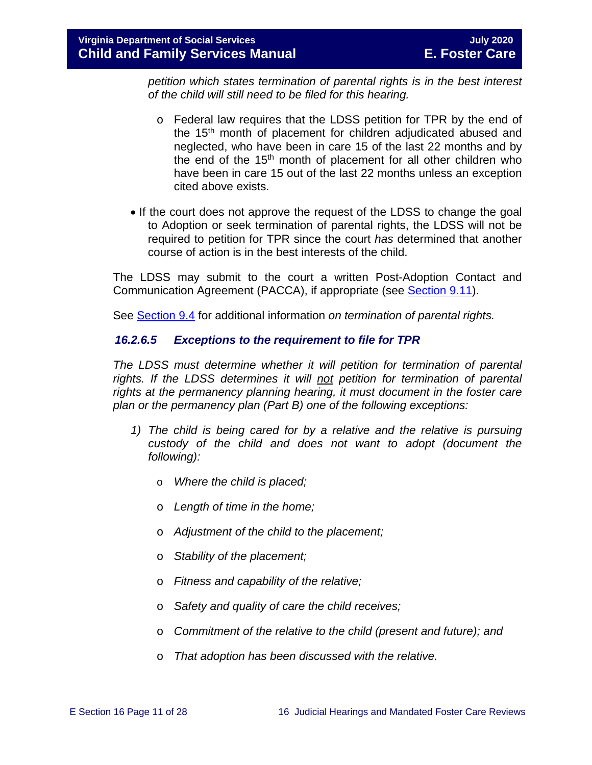*petition which states termination of parental rights is in the best interest of the child will still need to be filed for this hearing.*

  - Federal law requires that the LDSS petition for TPR by the end of the 15th month of placement for children adjudicated abused and neglected, who have been in care 15 of the last 22 months and by the end of the 15th month of placement for all other children who have been in care 15 out of the last 22 months unless an exception cited above exists.

- If the court does not approve the request of the LDSS to change the goal to Adoption or seek termination of parental rights, the LDSS will not be required to petition for TPR since the court *has* determined that another course of action is in the best interests of the child.

The LDSS may submit to the court a written Post-Adoption Contact and Communication Agreement (PACCA), if appropriate (see Section 9.11).

See Section 9.4 for additional information *on termination of parental rights.*

### *16.2.6.5 Exceptions to the requirement to file for TPR*

*The LDSS must determine whether it will petition for termination of parental rights. If the LDSS determines it will not petition for termination of parental rights at the permanency planning hearing, it must document in the foster care plan or the permanency plan (Part B) one of the following exceptions:*

1) *The child is being cared for by a relative and the relative is pursuing custody of the child and does not want to adopt (document the following):*
   - *Where the child is placed;*
   - *Length of time in the home;*
   - *Adjustment of the child to the placement;*
   - *Stability of the placement;*
   - *Fitness and capability of the relative;*
   - *Safety and quality of care the child receives;*
   - *Commitment of the relative to the child (present and future); and*
   - *That adoption has been discussed with the relative.*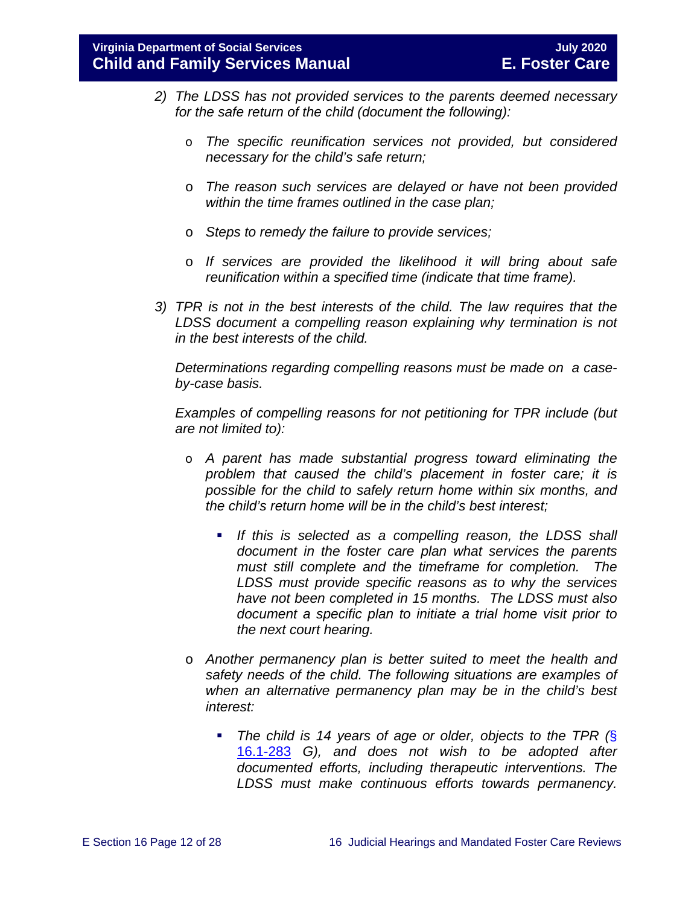*2) The LDSS has not provided services to the parents deemed necessary for the safe return of the child (document the following):*

- *The specific reunification services not provided, but considered necessary for the child's safe return;*
- *The reason such services are delayed or have not been provided within the time frames outlined in the case plan;*
- *Steps to remedy the failure to provide services;*
- *If services are provided the likelihood it will bring about safe reunification within a specified time (indicate that time frame).*

*3) TPR is not in the best interests of the child. The law requires that the LDSS document a compelling reason explaining why termination is not in the best interests of the child.*

*Determinations regarding compelling reasons must be made on a case-by-case basis.*

*Examples of compelling reasons for not petitioning for TPR include (but are not limited to):*

- *A parent has made substantial progress toward eliminating the problem that caused the child's placement in foster care; it is possible for the child to safely return home within six months, and the child's return home will be in the child's best interest;*
    - *If this is selected as a compelling reason, the LDSS shall document in the foster care plan what services the parents must still complete and the timeframe for completion. The LDSS must provide specific reasons as to why the services have not been completed in 15 months. The LDSS must also document a specific plan to initiate a trial home visit prior to the next court hearing.*
- *Another permanency plan is better suited to meet the health and safety needs of the child. The following situations are examples of when an alternative permanency plan may be in the child's best interest:*
    - *The child is 14 years of age or older, objects to the TPR (*[§ 16.1-283](#) *G), and does not wish to be adopted after documented efforts, including therapeutic interventions. The LDSS must make continuous efforts towards permanency.*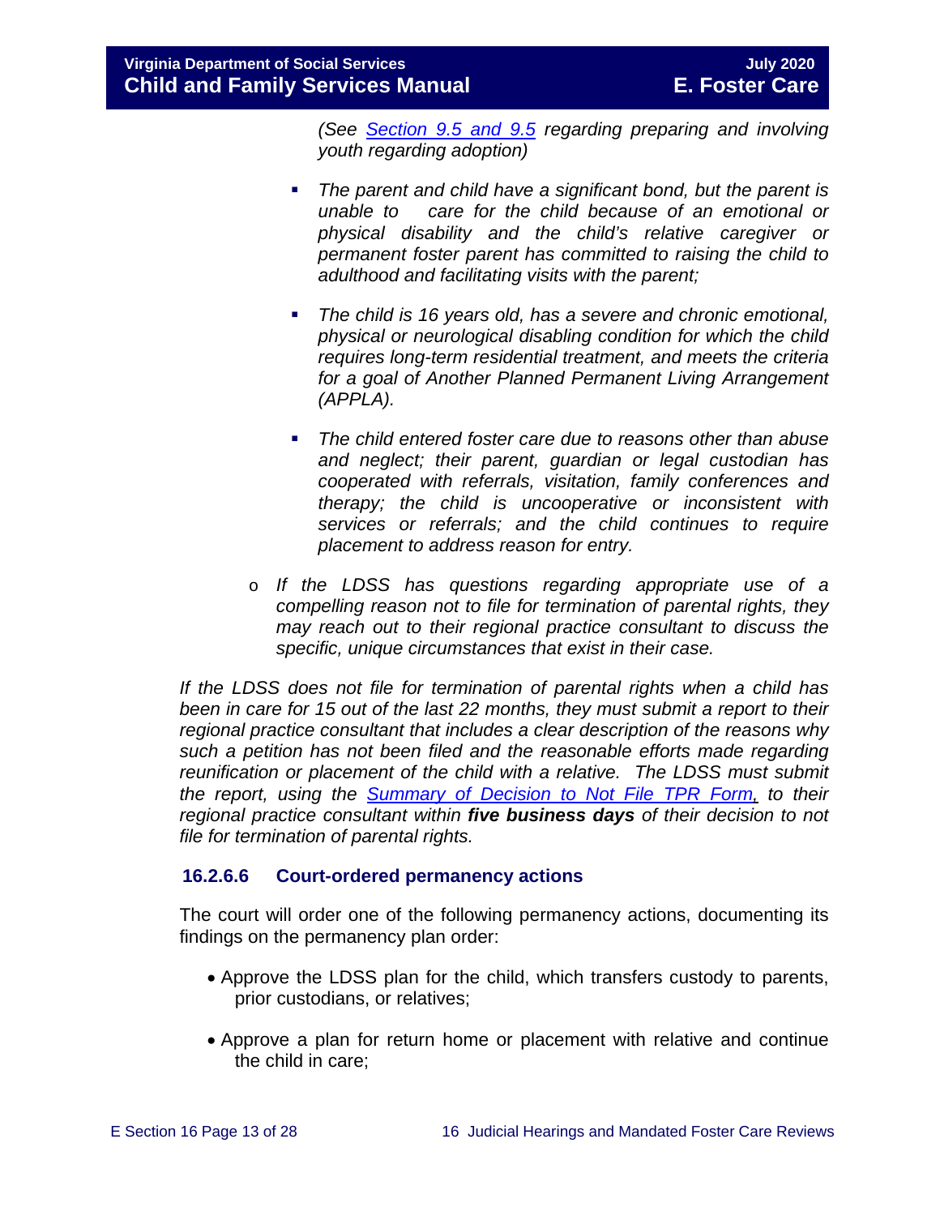*(See [Section 9.5 and 9.5](#) regarding preparing and involving youth regarding adoption)*

- *The parent and child have a significant bond, but the parent is unable to care for the child because of an emotional or physical disability and the child's relative caregiver or permanent foster parent has committed to raising the child to adulthood and facilitating visits with the parent;*

- *The child is 16 years old, has a severe and chronic emotional, physical or neurological disabling condition for which the child requires long-term residential treatment, and meets the criteria for a goal of Another Planned Permanent Living Arrangement (APPLA).*

- *The child entered foster care due to reasons other than abuse and neglect; their parent, guardian or legal custodian has cooperated with referrals, visitation, family conferences and therapy; the child is uncooperative or inconsistent with services or referrals; and the child continues to require placement to address reason for entry.*

- *If the LDSS has questions regarding appropriate use of a compelling reason not to file for termination of parental rights, they may reach out to their regional practice consultant to discuss the specific, unique circumstances that exist in their case.*

*If the LDSS does not file for termination of parental rights when a child has been in care for 15 out of the last 22 months, they must submit a report to their regional practice consultant that includes a clear description of the reasons why such a petition has not been filed and the reasonable efforts made regarding reunification or placement of the child with a relative. The LDSS must submit the report, using the [Summary of Decision to Not File TPR Form](#), to their regional practice consultant within **five business days** of their decision to not file for termination of parental rights.*

### 16.2.6.6 Court-ordered permanency actions

The court will order one of the following permanency actions, documenting its findings on the permanency plan order:

- Approve the LDSS plan for the child, which transfers custody to parents, prior custodians, or relatives;

- Approve a plan for return home or placement with relative and continue the child in care;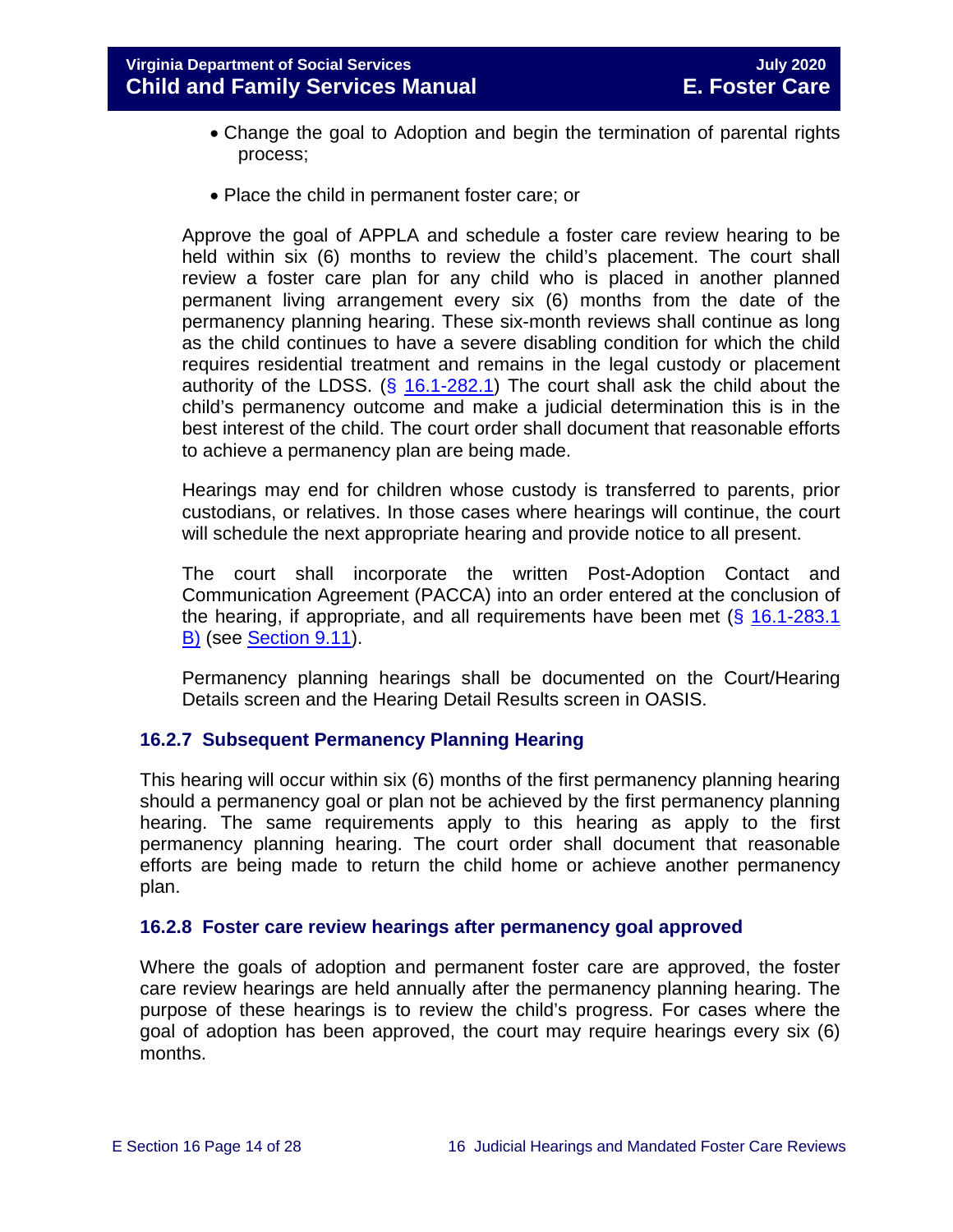- Change the goal to Adoption and begin the termination of parental rights process;
- Place the child in permanent foster care; or

Approve the goal of APPLA and schedule a foster care review hearing to be held within six (6) months to review the child's placement. The court shall review a foster care plan for any child who is placed in another planned permanent living arrangement every six (6) months from the date of the permanency planning hearing. These six-month reviews shall continue as long as the child continues to have a severe disabling condition for which the child requires residential treatment and remains in the legal custody or placement authority of the LDSS. (§ 16.1-282.1) The court shall ask the child about the child's permanency outcome and make a judicial determination this is in the best interest of the child. The court order shall document that reasonable efforts to achieve a permanency plan are being made.

Hearings may end for children whose custody is transferred to parents, prior custodians, or relatives. In those cases where hearings will continue, the court will schedule the next appropriate hearing and provide notice to all present.

The court shall incorporate the written Post-Adoption Contact and Communication Agreement (PACCA) into an order entered at the conclusion of the hearing, if appropriate, and all requirements have been met (§ 16.1-283.1 B) (see Section 9.11).

Permanency planning hearings shall be documented on the Court/Hearing Details screen and the Hearing Detail Results screen in OASIS.

### 16.2.7 Subsequent Permanency Planning Hearing

This hearing will occur within six (6) months of the first permanency planning hearing should a permanency goal or plan not be achieved by the first permanency planning hearing. The same requirements apply to this hearing as apply to the first permanency planning hearing. The court order shall document that reasonable efforts are being made to return the child home or achieve another permanency plan.

### 16.2.8 Foster care review hearings after permanency goal approved

Where the goals of adoption and permanent foster care are approved, the foster care review hearings are held annually after the permanency planning hearing. The purpose of these hearings is to review the child's progress. For cases where the goal of adoption has been approved, the court may require hearings every six (6) months.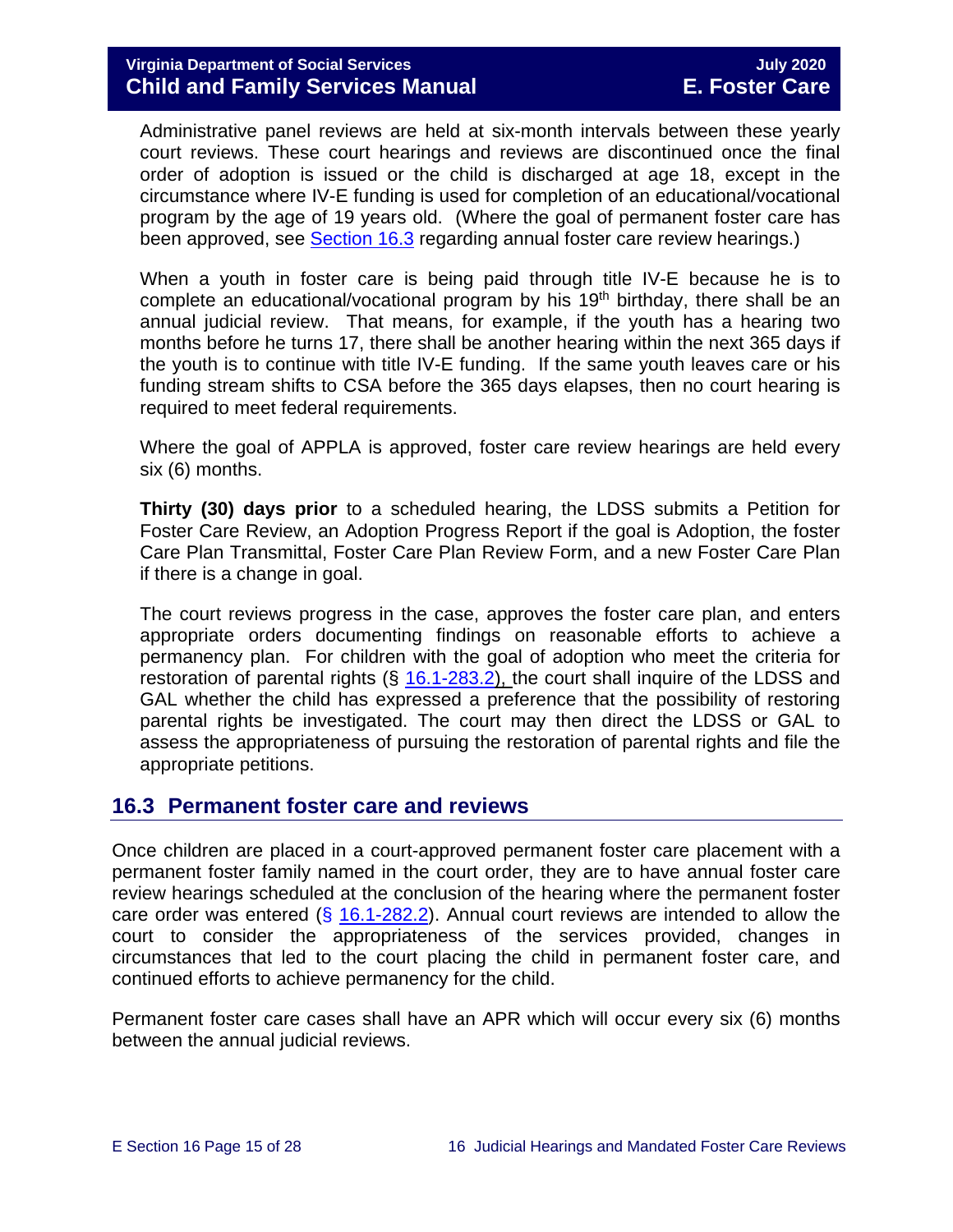Administrative panel reviews are held at six-month intervals between these yearly court reviews. These court hearings and reviews are discontinued once the final order of adoption is issued or the child is discharged at age 18, except in the circumstance where IV-E funding is used for completion of an educational/vocational program by the age of 19 years old. (Where the goal of permanent foster care has been approved, see Section 16.3 regarding annual foster care review hearings.)

When a youth in foster care is being paid through title IV-E because he is to complete an educational/vocational program by his 19th birthday, there shall be an annual judicial review. That means, for example, if the youth has a hearing two months before he turns 17, there shall be another hearing within the next 365 days if the youth is to continue with title IV-E funding. If the same youth leaves care or his funding stream shifts to CSA before the 365 days elapses, then no court hearing is required to meet federal requirements.

Where the goal of APPLA is approved, foster care review hearings are held every six (6) months.

**Thirty (30) days prior** to a scheduled hearing, the LDSS submits a Petition for Foster Care Review, an Adoption Progress Report if the goal is Adoption, the foster Care Plan Transmittal, Foster Care Plan Review Form, and a new Foster Care Plan if there is a change in goal.

The court reviews progress in the case, approves the foster care plan, and enters appropriate orders documenting findings on reasonable efforts to achieve a permanency plan. For children with the goal of adoption who meet the criteria for restoration of parental rights (§ 16.1-283.2), the court shall inquire of the LDSS and GAL whether the child has expressed a preference that the possibility of restoring parental rights be investigated. The court may then direct the LDSS or GAL to assess the appropriateness of pursuing the restoration of parental rights and file the appropriate petitions.

## 16.3 Permanent foster care and reviews

Once children are placed in a court-approved permanent foster care placement with a permanent foster family named in the court order, they are to have annual foster care review hearings scheduled at the conclusion of the hearing where the permanent foster care order was entered (§ 16.1-282.2). Annual court reviews are intended to allow the court to consider the appropriateness of the services provided, changes in circumstances that led to the court placing the child in permanent foster care, and continued efforts to achieve permanency for the child.

Permanent foster care cases shall have an APR which will occur every six (6) months between the annual judicial reviews.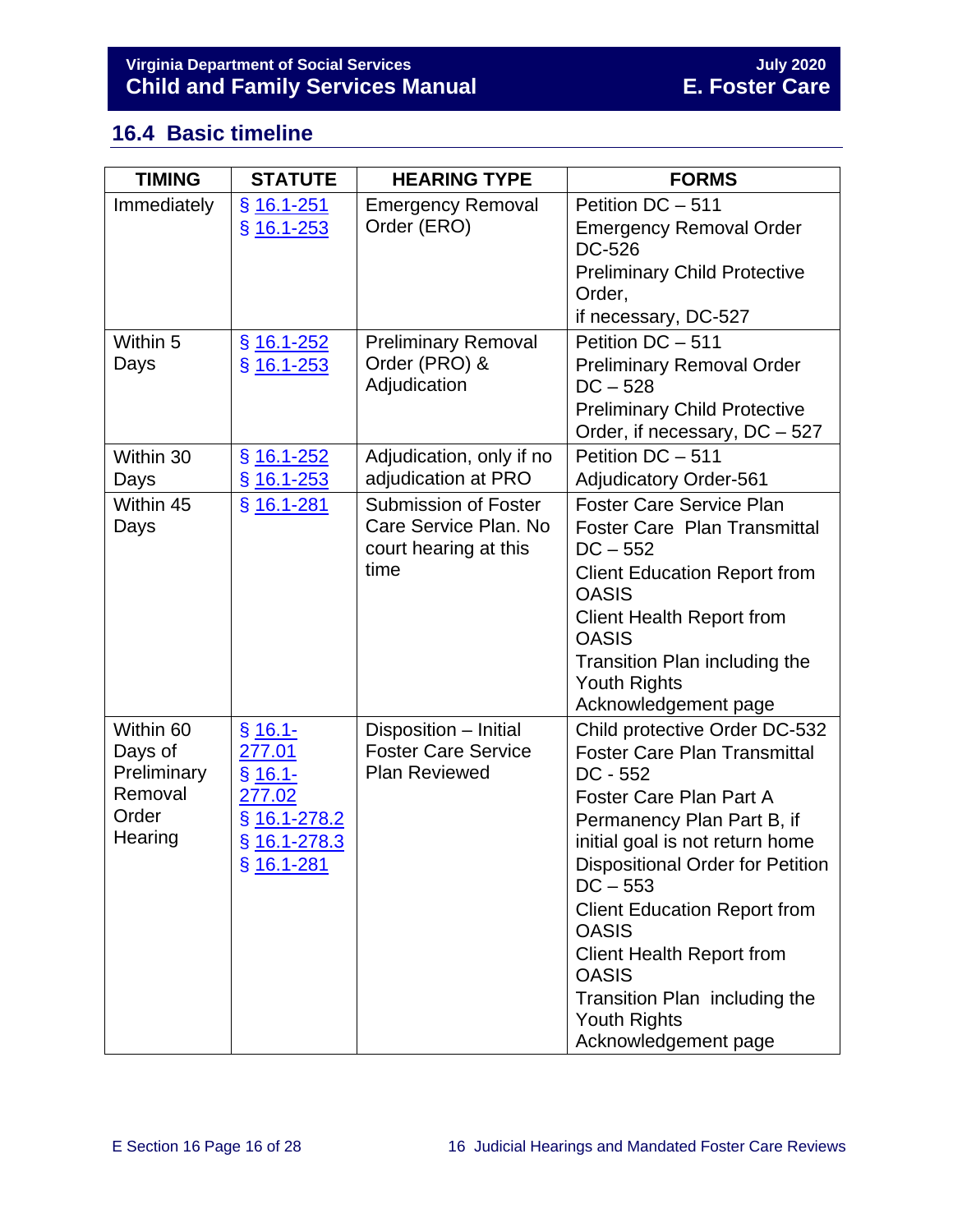## 16.4 Basic timeline

| TIMING | STATUTE | HEARING TYPE | FORMS |
|---|---|---|---|
| Immediately | § 16.1-251<br>§ 16.1-253 | Emergency Removal Order (ERO) | Petition DC – 511<br>Emergency Removal Order DC-526<br>Preliminary Child Protective Order,<br>if necessary, DC-527 |
| Within 5 Days | § 16.1-252<br>§ 16.1-253 | Preliminary Removal Order (PRO) & Adjudication | Petition DC – 511<br>Preliminary Removal Order DC – 528<br>Preliminary Child Protective Order, if necessary, DC – 527 |
| Within 30 Days | § 16.1-252<br>§ 16.1-253 | Adjudication, only if no adjudication at PRO | Petition DC – 511<br>Adjudicatory Order-561 |
| Within 45 Days | § 16.1-281 | Submission of Foster Care Service Plan. No court hearing at this time | Foster Care Service Plan<br>Foster Care Plan Transmittal DC – 552<br>Client Education Report from OASIS<br>Client Health Report from OASIS<br>Transition Plan including the Youth Rights Acknowledgement page |
| Within 60 Days of Preliminary Removal Order Hearing | § 16.1-277.01<br>§ 16.1-277.02<br>§ 16.1-278.2<br>§ 16.1-278.3<br>§ 16.1-281 | Disposition – Initial Foster Care Service Plan Reviewed | Child protective Order DC-532<br>Foster Care Plan Transmittal DC - 552<br>Foster Care Plan Part A<br>Permanency Plan Part B, if initial goal is not return home<br>Dispositional Order for Petition DC – 553<br>Client Education Report from OASIS<br>Client Health Report from OASIS<br>Transition Plan including the Youth Rights Acknowledgement page |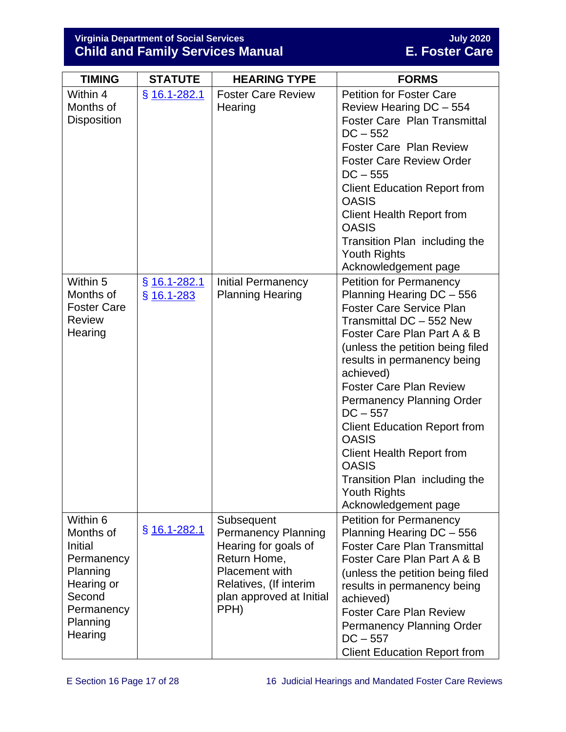| TIMING | STATUTE | HEARING TYPE | FORMS |
|---|---|---|---|
| Within 4 Months of Disposition | § 16.1-282.1 | Foster Care Review Hearing | Petition for Foster Care Review Hearing DC – 554<br>Foster Care Plan Transmittal DC – 552<br>Foster Care Plan Review<br>Foster Care Review Order DC – 555<br>Client Education Report from OASIS<br>Client Health Report from OASIS<br>Transition Plan including the Youth Rights Acknowledgement page |
| Within 5 Months of Foster Care Review Hearing | § 16.1-282.1<br>§ 16.1-283 | Initial Permanency Planning Hearing | Petition for Permanency Planning Hearing DC – 556<br>Foster Care Service Plan Transmittal DC – 552 New<br>Foster Care Plan Part A & B (unless the petition being filed results in permanency being achieved)<br>Foster Care Plan Review<br>Permanency Planning Order DC – 557<br>Client Education Report from OASIS<br>Client Health Report from OASIS<br>Transition Plan including the Youth Rights Acknowledgement page |
| Within 6 Months of Initial Permanency Planning Hearing or Second Permanency Planning Hearing | § 16.1-282.1 | Subsequent Permanency Planning Hearing for goals of Return Home, Placement with Relatives, (If interim plan approved at Initial PPH) | Petition for Permanency Planning Hearing DC – 556<br>Foster Care Plan Transmittal<br>Foster Care Plan Part A & B (unless the petition being filed results in permanency being achieved)<br>Foster Care Plan Review<br>Permanency Planning Order DC – 557<br>Client Education Report from |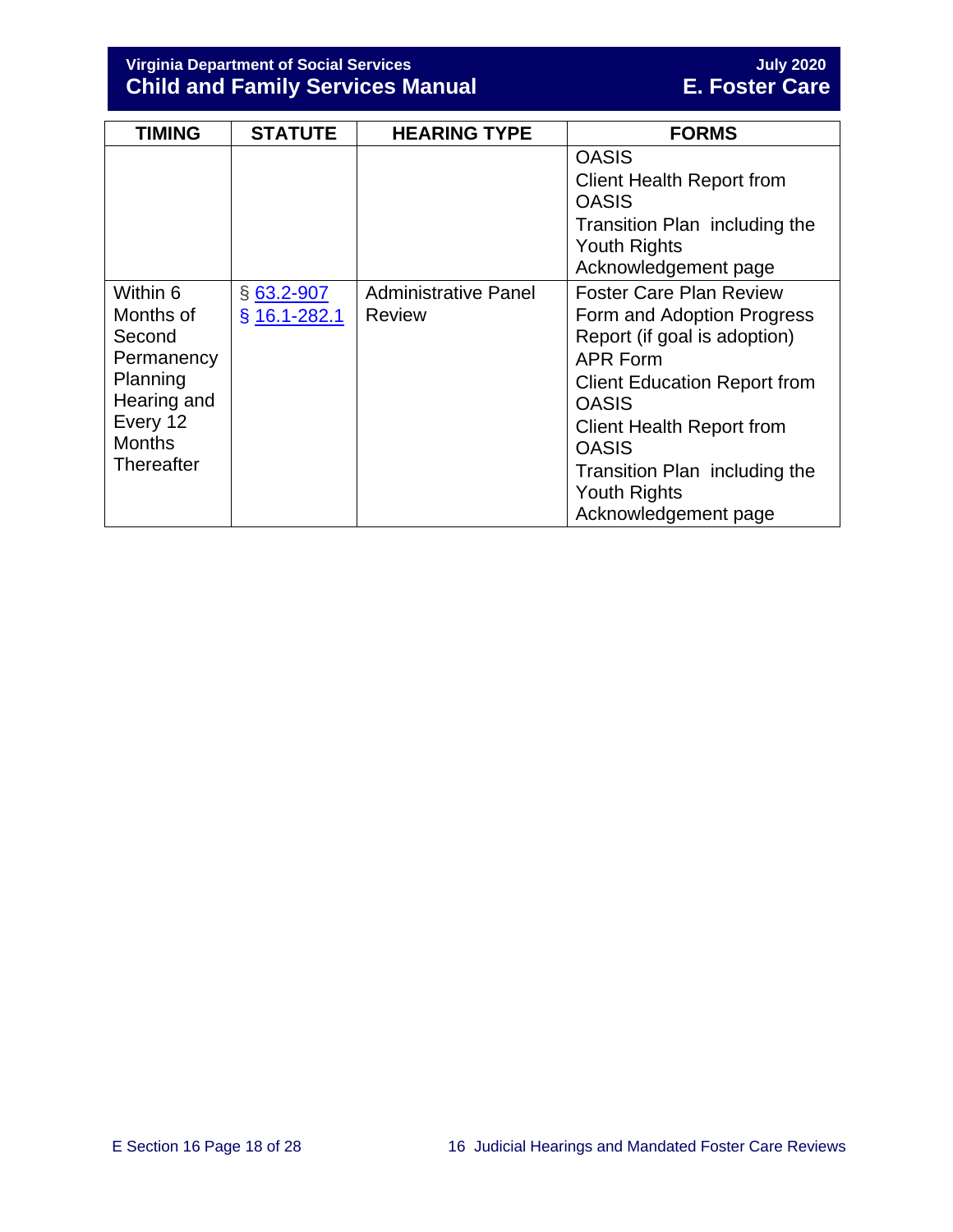| TIMING | STATUTE | HEARING TYPE | FORMS |
|---|---|---|---|
| | | | OASIS<br>Client Health Report from OASIS<br>Transition Plan including the Youth Rights Acknowledgement page |
| Within 6 Months of Second Permanency Planning Hearing and Every 12 Months Thereafter | § 63.2-907<br>§ 16.1-282.1 | Administrative Panel Review | Foster Care Plan Review Form and Adoption Progress Report (if goal is adoption)<br>APR Form<br>Client Education Report from OASIS<br>Client Health Report from OASIS<br>Transition Plan including the Youth Rights Acknowledgement page |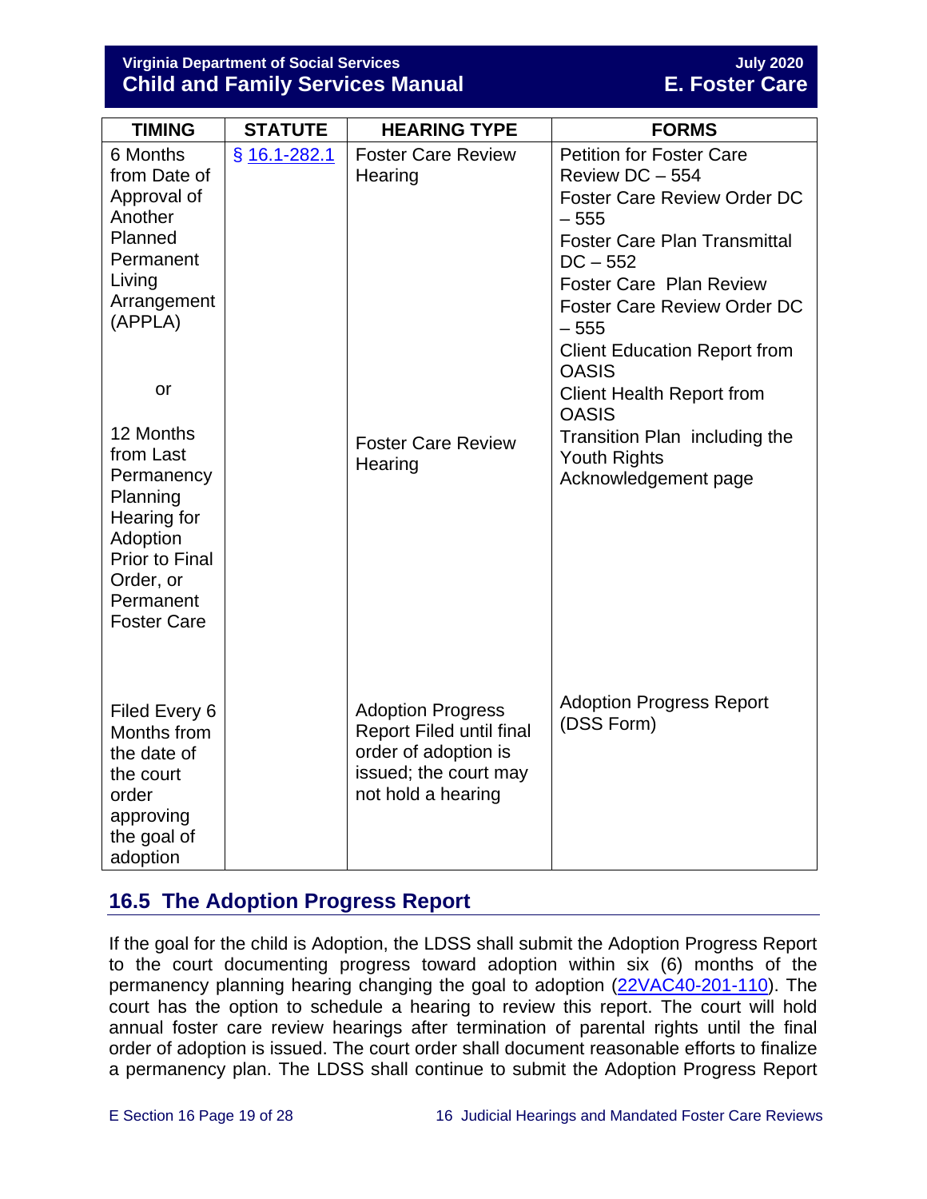| TIMING | STATUTE | HEARING TYPE | FORMS |
|---|---|---|---|
| 6 Months from Date of Approval of Another Planned Permanent Living Arrangement (APPLA)<br><br>or<br><br>12 Months from Last Permanency Planning Hearing for Adoption Prior to Final Order, or Permanent Foster Care | § 16.1-282.1 | Foster Care Review Hearing<br><br>Foster Care Review Hearing | Petition for Foster Care Review DC – 554<br>Foster Care Review Order DC – 555<br>Foster Care Plan Transmittal DC – 552<br>Foster Care Plan Review<br>Foster Care Review Order DC – 555<br>Client Education Report from OASIS<br>Client Health Report from OASIS<br>Transition Plan including the Youth Rights Acknowledgement page |
| Filed Every 6 Months from the date of the court order approving the goal of adoption | | Adoption Progress Report Filed until final order of adoption is issued; the court may not hold a hearing | Adoption Progress Report (DSS Form) |

## 16.5 The Adoption Progress Report

If the goal for the child is Adoption, the LDSS shall submit the Adoption Progress Report to the court documenting progress toward adoption within six (6) months of the permanency planning hearing changing the goal to adoption (22VAC40-201-110). The court has the option to schedule a hearing to review this report. The court will hold annual foster care review hearings after termination of parental rights until the final order of adoption is issued. The court order shall document reasonable efforts to finalize a permanency plan. The LDSS shall continue to submit the Adoption Progress Report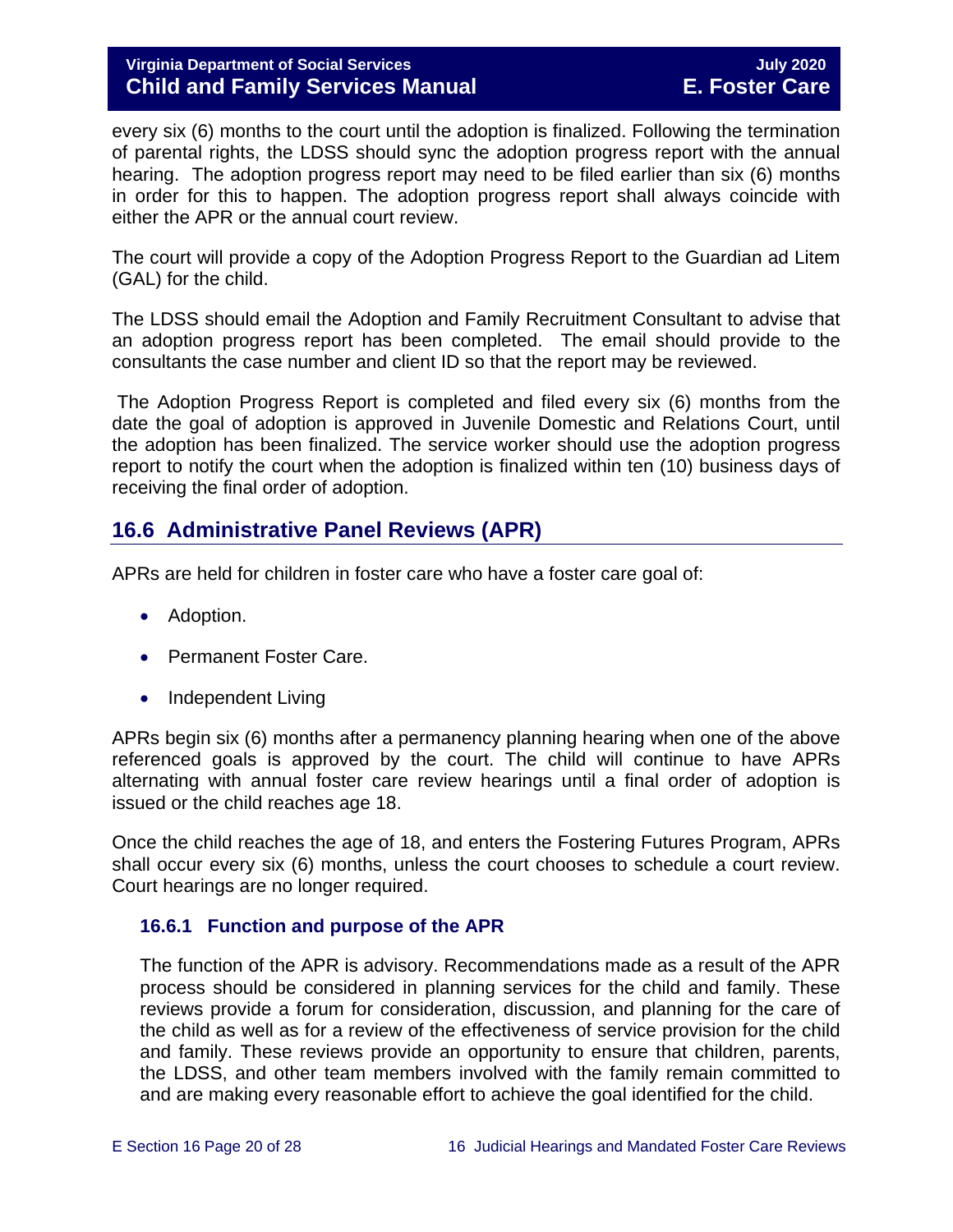every six (6) months to the court until the adoption is finalized. Following the termination of parental rights, the LDSS should sync the adoption progress report with the annual hearing. The adoption progress report may need to be filed earlier than six (6) months in order for this to happen. The adoption progress report shall always coincide with either the APR or the annual court review.

The court will provide a copy of the Adoption Progress Report to the Guardian ad Litem (GAL) for the child.

The LDSS should email the Adoption and Family Recruitment Consultant to advise that an adoption progress report has been completed. The email should provide to the consultants the case number and client ID so that the report may be reviewed.

The Adoption Progress Report is completed and filed every six (6) months from the date the goal of adoption is approved in Juvenile Domestic and Relations Court, until the adoption has been finalized. The service worker should use the adoption progress report to notify the court when the adoption is finalized within ten (10) business days of receiving the final order of adoption.

## 16.6 Administrative Panel Reviews (APR)

APRs are held for children in foster care who have a foster care goal of:

- Adoption.
- Permanent Foster Care.
- Independent Living

APRs begin six (6) months after a permanency planning hearing when one of the above referenced goals is approved by the court. The child will continue to have APRs alternating with annual foster care review hearings until a final order of adoption is issued or the child reaches age 18.

Once the child reaches the age of 18, and enters the Fostering Futures Program, APRs shall occur every six (6) months, unless the court chooses to schedule a court review. Court hearings are no longer required.

### 16.6.1 Function and purpose of the APR

The function of the APR is advisory. Recommendations made as a result of the APR process should be considered in planning services for the child and family. These reviews provide a forum for consideration, discussion, and planning for the care of the child as well as for a review of the effectiveness of service provision for the child and family. These reviews provide an opportunity to ensure that children, parents, the LDSS, and other team members involved with the family remain committed to and are making every reasonable effort to achieve the goal identified for the child.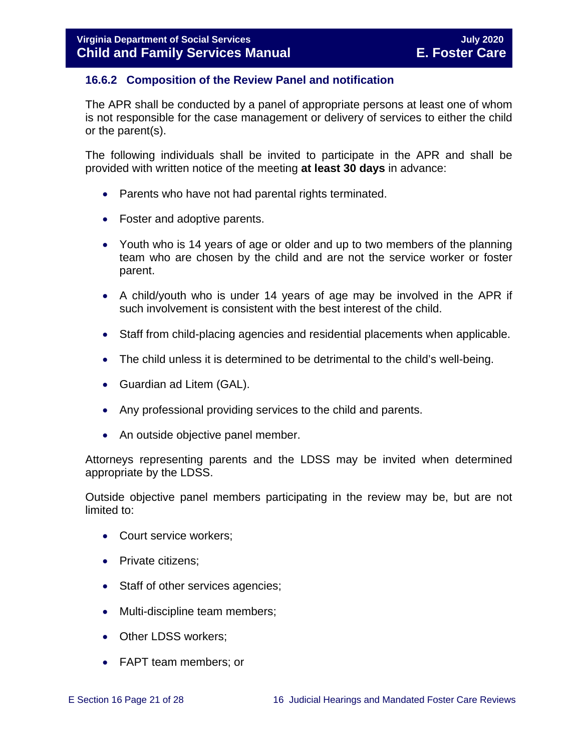### 16.6.2 Composition of the Review Panel and notification

The APR shall be conducted by a panel of appropriate persons at least one of whom is not responsible for the case management or delivery of services to either the child or the parent(s).

The following individuals shall be invited to participate in the APR and shall be provided with written notice of the meeting **at least 30 days** in advance:

- Parents who have not had parental rights terminated.
- Foster and adoptive parents.
- Youth who is 14 years of age or older and up to two members of the planning team who are chosen by the child and are not the service worker or foster parent.
- A child/youth who is under 14 years of age may be involved in the APR if such involvement is consistent with the best interest of the child.
- Staff from child-placing agencies and residential placements when applicable.
- The child unless it is determined to be detrimental to the child's well-being.
- Guardian ad Litem (GAL).
- Any professional providing services to the child and parents.
- An outside objective panel member.

Attorneys representing parents and the LDSS may be invited when determined appropriate by the LDSS.

Outside objective panel members participating in the review may be, but are not limited to:

- Court service workers;
- Private citizens;
- Staff of other services agencies;
- Multi-discipline team members;
- Other LDSS workers;
- FAPT team members; or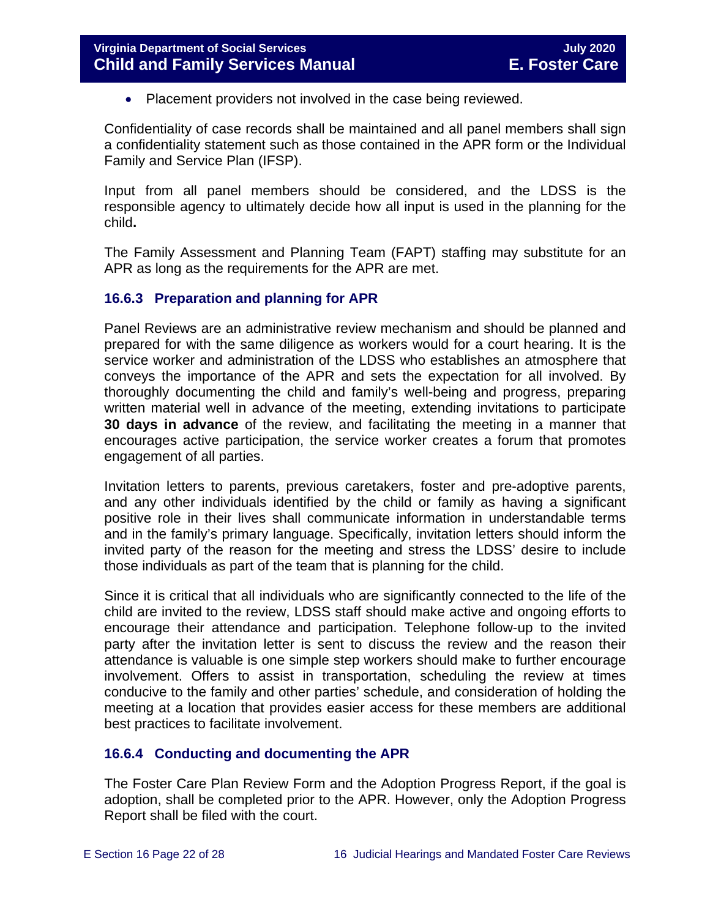- Placement providers not involved in the case being reviewed.

Confidentiality of case records shall be maintained and all panel members shall sign a confidentiality statement such as those contained in the APR form or the Individual Family and Service Plan (IFSP).

Input from all panel members should be considered, and the LDSS is the responsible agency to ultimately decide how all input is used in the planning for the child**.**

The Family Assessment and Planning Team (FAPT) staffing may substitute for an APR as long as the requirements for the APR are met.

### 16.6.3 Preparation and planning for APR

Panel Reviews are an administrative review mechanism and should be planned and prepared for with the same diligence as workers would for a court hearing. It is the service worker and administration of the LDSS who establishes an atmosphere that conveys the importance of the APR and sets the expectation for all involved. By thoroughly documenting the child and family's well-being and progress, preparing written material well in advance of the meeting, extending invitations to participate **30 days in advance** of the review, and facilitating the meeting in a manner that encourages active participation, the service worker creates a forum that promotes engagement of all parties.

Invitation letters to parents, previous caretakers, foster and pre-adoptive parents, and any other individuals identified by the child or family as having a significant positive role in their lives shall communicate information in understandable terms and in the family's primary language. Specifically, invitation letters should inform the invited party of the reason for the meeting and stress the LDSS' desire to include those individuals as part of the team that is planning for the child.

Since it is critical that all individuals who are significantly connected to the life of the child are invited to the review, LDSS staff should make active and ongoing efforts to encourage their attendance and participation. Telephone follow-up to the invited party after the invitation letter is sent to discuss the review and the reason their attendance is valuable is one simple step workers should make to further encourage involvement. Offers to assist in transportation, scheduling the review at times conducive to the family and other parties' schedule, and consideration of holding the meeting at a location that provides easier access for these members are additional best practices to facilitate involvement.

### 16.6.4 Conducting and documenting the APR

The Foster Care Plan Review Form and the Adoption Progress Report, if the goal is adoption, shall be completed prior to the APR. However, only the Adoption Progress Report shall be filed with the court.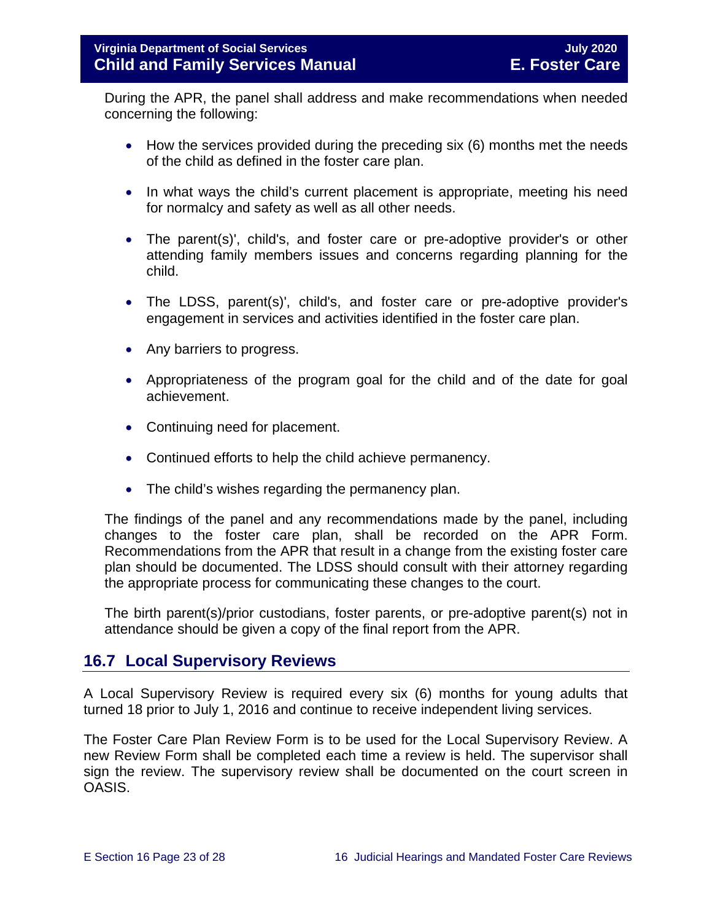During the APR, the panel shall address and make recommendations when needed concerning the following:

- How the services provided during the preceding six (6) months met the needs of the child as defined in the foster care plan.
- In what ways the child's current placement is appropriate, meeting his need for normalcy and safety as well as all other needs.
- The parent(s)', child's, and foster care or pre-adoptive provider's or other attending family members issues and concerns regarding planning for the child.
- The LDSS, parent(s)', child's, and foster care or pre-adoptive provider's engagement in services and activities identified in the foster care plan.
- Any barriers to progress.
- Appropriateness of the program goal for the child and of the date for goal achievement.
- Continuing need for placement.
- Continued efforts to help the child achieve permanency.
- The child's wishes regarding the permanency plan.

The findings of the panel and any recommendations made by the panel, including changes to the foster care plan, shall be recorded on the APR Form. Recommendations from the APR that result in a change from the existing foster care plan should be documented. The LDSS should consult with their attorney regarding the appropriate process for communicating these changes to the court.

The birth parent(s)/prior custodians, foster parents, or pre-adoptive parent(s) not in attendance should be given a copy of the final report from the APR.

## 16.7 Local Supervisory Reviews

A Local Supervisory Review is required every six (6) months for young adults that turned 18 prior to July 1, 2016 and continue to receive independent living services.

The Foster Care Plan Review Form is to be used for the Local Supervisory Review. A new Review Form shall be completed each time a review is held. The supervisor shall sign the review. The supervisory review shall be documented on the court screen in OASIS.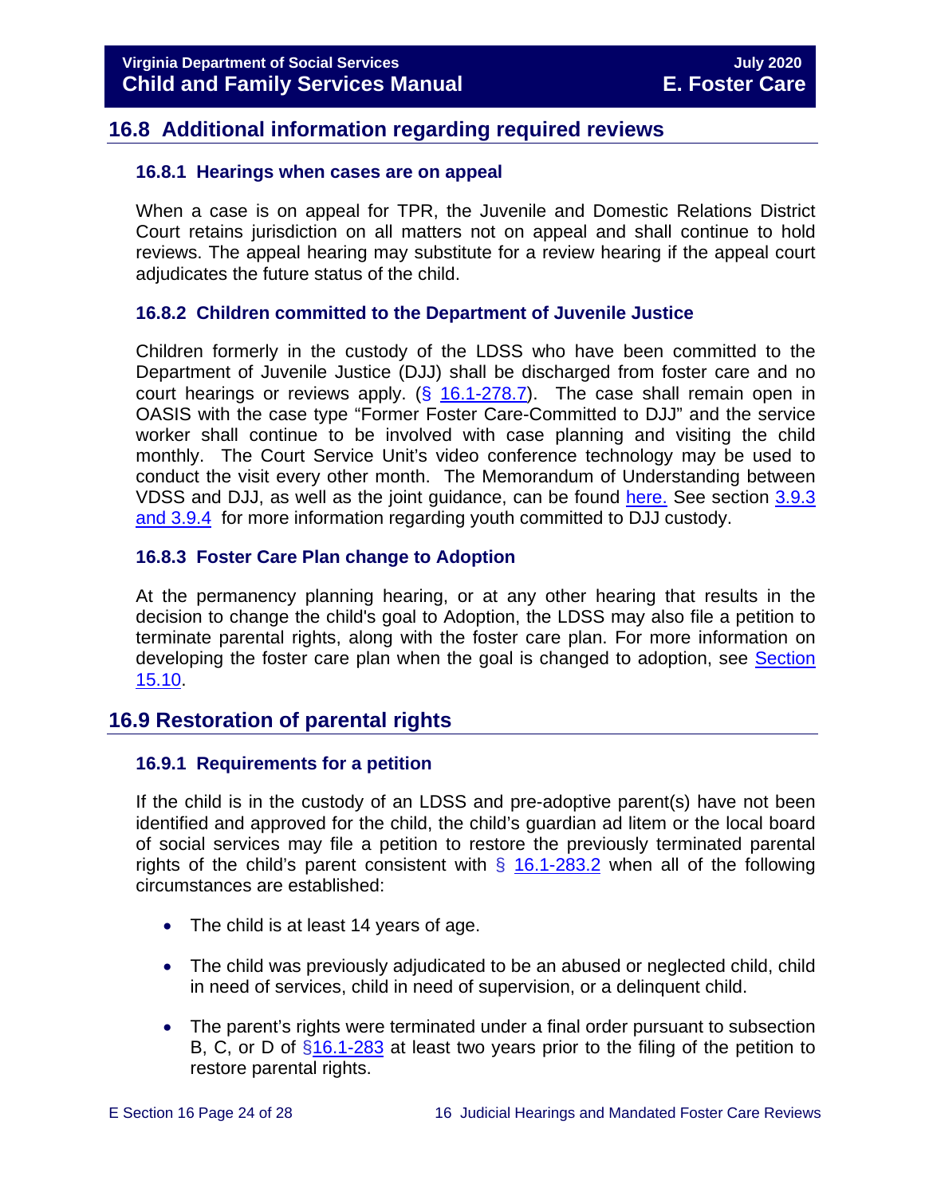## 16.8 Additional information regarding required reviews

### 16.8.1 Hearings when cases are on appeal

When a case is on appeal for TPR, the Juvenile and Domestic Relations District Court retains jurisdiction on all matters not on appeal and shall continue to hold reviews. The appeal hearing may substitute for a review hearing if the appeal court adjudicates the future status of the child.

### 16.8.2 Children committed to the Department of Juvenile Justice

Children formerly in the custody of the LDSS who have been committed to the Department of Juvenile Justice (DJJ) shall be discharged from foster care and no court hearings or reviews apply. (§ 16.1-278.7). The case shall remain open in OASIS with the case type "Former Foster Care-Committed to DJJ" and the service worker shall continue to be involved with case planning and visiting the child monthly. The Court Service Unit's video conference technology may be used to conduct the visit every other month. The Memorandum of Understanding between VDSS and DJJ, as well as the joint guidance, can be found here. See section 3.9.3 and 3.9.4 for more information regarding youth committed to DJJ custody.

### 16.8.3 Foster Care Plan change to Adoption

At the permanency planning hearing, or at any other hearing that results in the decision to change the child's goal to Adoption, the LDSS may also file a petition to terminate parental rights, along with the foster care plan. For more information on developing the foster care plan when the goal is changed to adoption, see Section 15.10.

## 16.9 Restoration of parental rights

### 16.9.1 Requirements for a petition

If the child is in the custody of an LDSS and pre-adoptive parent(s) have not been identified and approved for the child, the child's guardian ad litem or the local board of social services may file a petition to restore the previously terminated parental rights of the child's parent consistent with § 16.1-283.2 when all of the following circumstances are established:

- The child is at least 14 years of age.
- The child was previously adjudicated to be an abused or neglected child, child in need of services, child in need of supervision, or a delinquent child.
- The parent's rights were terminated under a final order pursuant to subsection B, C, or D of §16.1-283 at least two years prior to the filing of the petition to restore parental rights.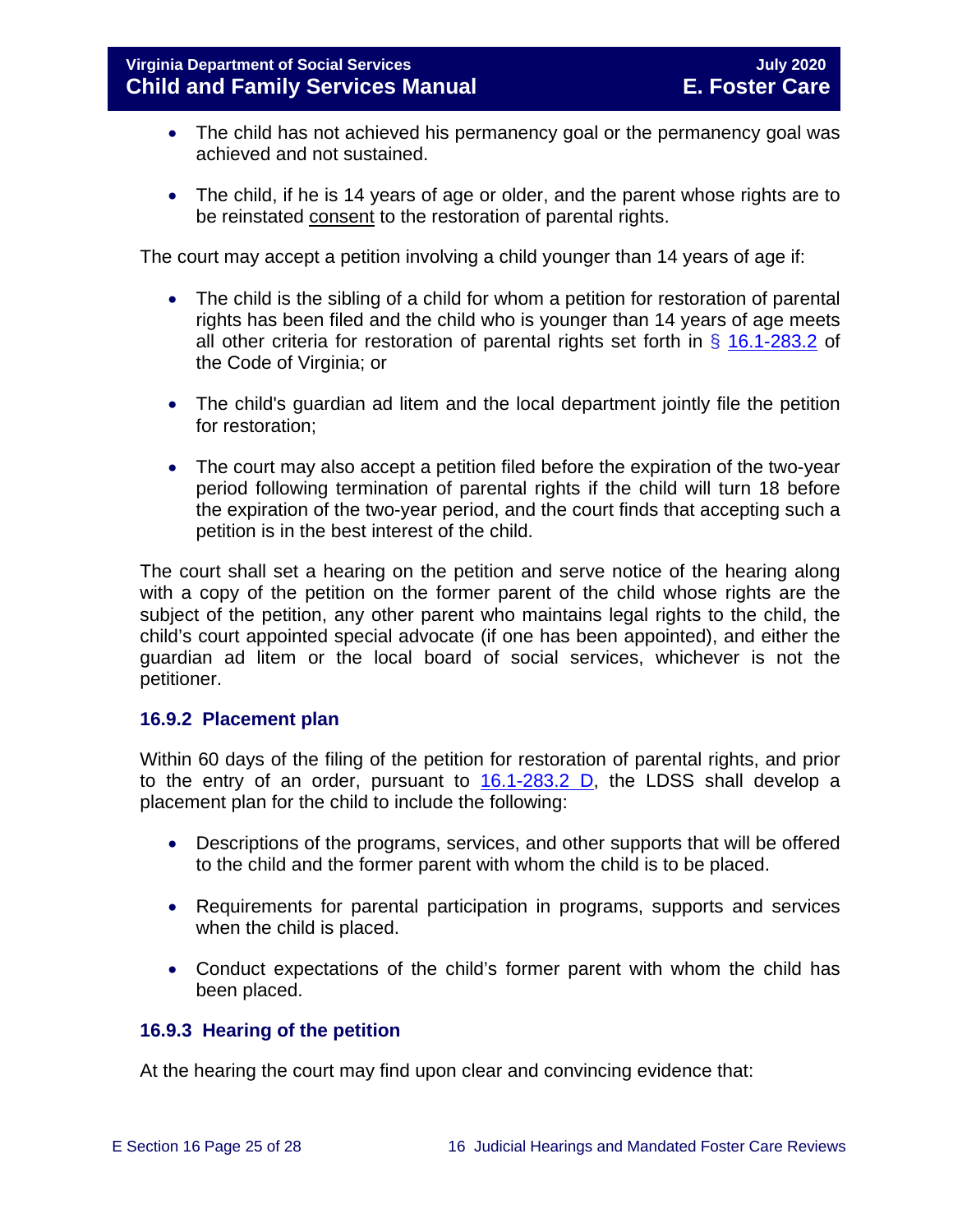- The child has not achieved his permanency goal or the permanency goal was achieved and not sustained.

- The child, if he is 14 years of age or older, and the parent whose rights are to be reinstated consent to the restoration of parental rights.

The court may accept a petition involving a child younger than 14 years of age if:

- The child is the sibling of a child for whom a petition for restoration of parental rights has been filed and the child who is younger than 14 years of age meets all other criteria for restoration of parental rights set forth in § 16.1-283.2 of the Code of Virginia; or

- The child's guardian ad litem and the local department jointly file the petition for restoration;

- The court may also accept a petition filed before the expiration of the two-year period following termination of parental rights if the child will turn 18 before the expiration of the two-year period, and the court finds that accepting such a petition is in the best interest of the child.

The court shall set a hearing on the petition and serve notice of the hearing along with a copy of the petition on the former parent of the child whose rights are the subject of the petition, any other parent who maintains legal rights to the child, the child's court appointed special advocate (if one has been appointed), and either the guardian ad litem or the local board of social services, whichever is not the petitioner.

### 16.9.2 Placement plan

Within 60 days of the filing of the petition for restoration of parental rights, and prior to the entry of an order, pursuant to 16.1-283.2 D, the LDSS shall develop a placement plan for the child to include the following:

- Descriptions of the programs, services, and other supports that will be offered to the child and the former parent with whom the child is to be placed.

- Requirements for parental participation in programs, supports and services when the child is placed.

- Conduct expectations of the child's former parent with whom the child has been placed.

### 16.9.3 Hearing of the petition

At the hearing the court may find upon clear and convincing evidence that: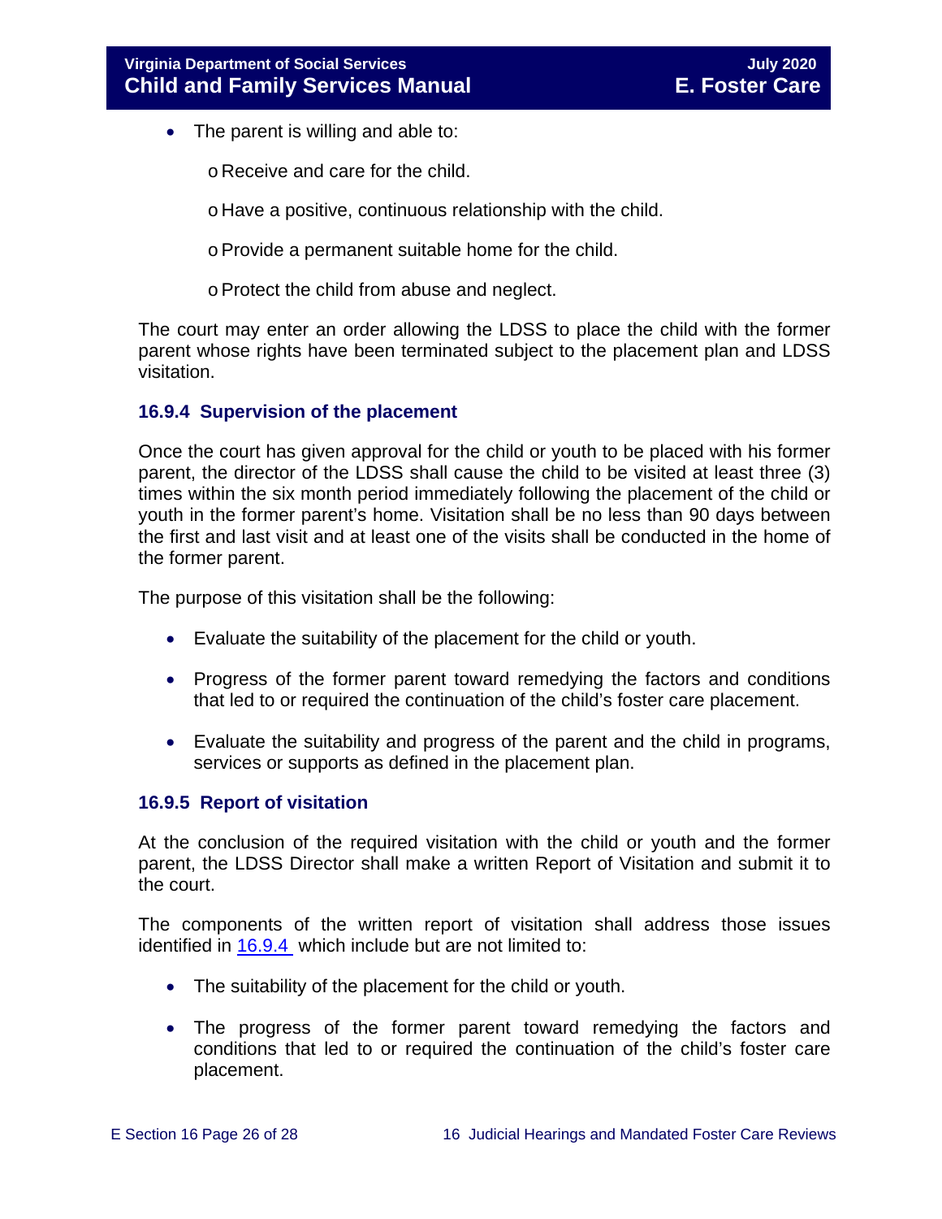- The parent is willing and able to:
  - Receive and care for the child.
  - Have a positive, continuous relationship with the child.
  - Provide a permanent suitable home for the child.
  - Protect the child from abuse and neglect.

The court may enter an order allowing the LDSS to place the child with the former parent whose rights have been terminated subject to the placement plan and LDSS visitation.

### 16.9.4 Supervision of the placement

Once the court has given approval for the child or youth to be placed with his former parent, the director of the LDSS shall cause the child to be visited at least three (3) times within the six month period immediately following the placement of the child or youth in the former parent's home. Visitation shall be no less than 90 days between the first and last visit and at least one of the visits shall be conducted in the home of the former parent.

The purpose of this visitation shall be the following:

- Evaluate the suitability of the placement for the child or youth.
- Progress of the former parent toward remedying the factors and conditions that led to or required the continuation of the child's foster care placement.
- Evaluate the suitability and progress of the parent and the child in programs, services or supports as defined in the placement plan.

### 16.9.5 Report of visitation

At the conclusion of the required visitation with the child or youth and the former parent, the LDSS Director shall make a written Report of Visitation and submit it to the court.

The components of the written report of visitation shall address those issues identified in 16.9.4 which include but are not limited to:

- The suitability of the placement for the child or youth.
- The progress of the former parent toward remedying the factors and conditions that led to or required the continuation of the child's foster care placement.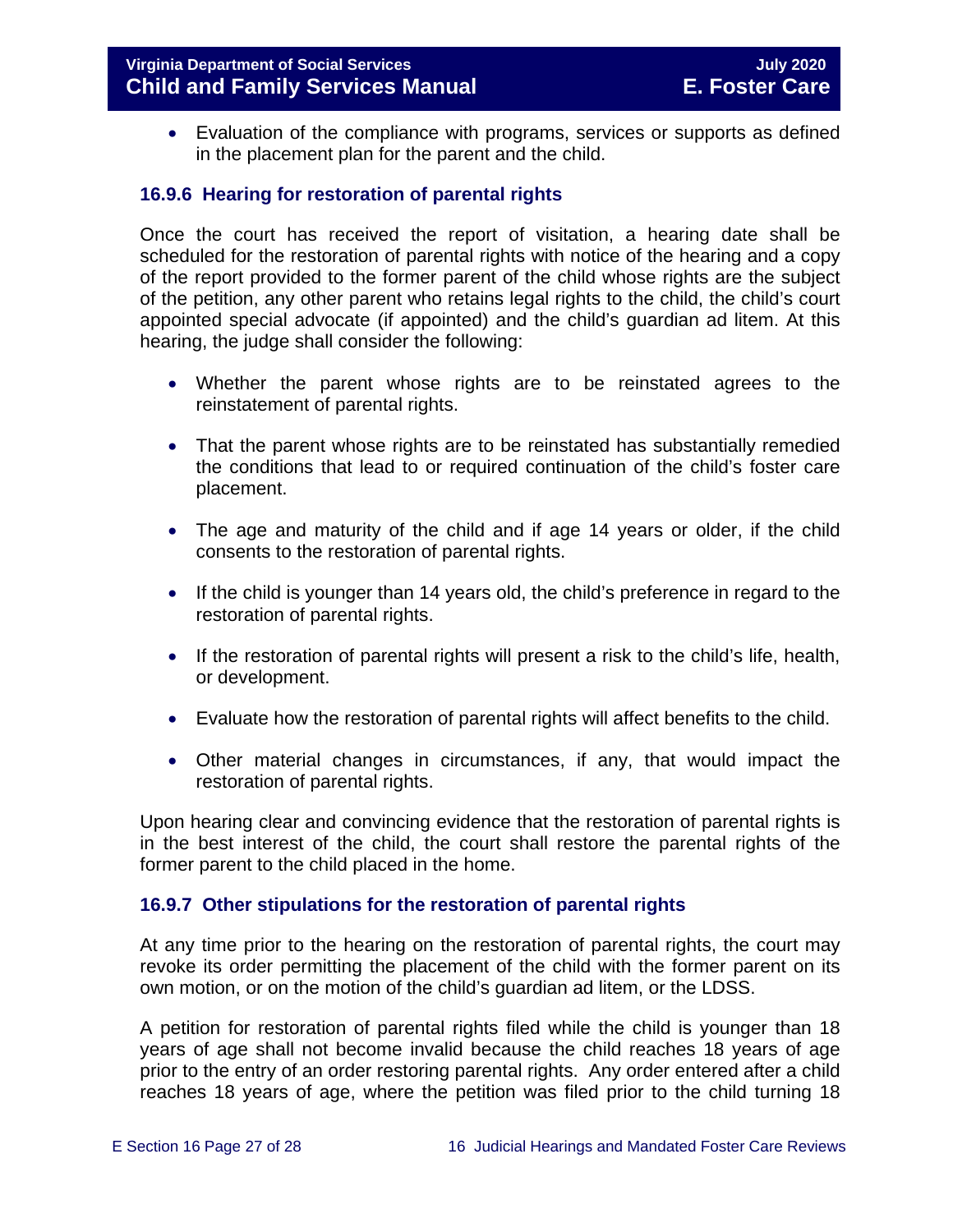- Evaluation of the compliance with programs, services or supports as defined in the placement plan for the parent and the child.

### 16.9.6 Hearing for restoration of parental rights

Once the court has received the report of visitation, a hearing date shall be scheduled for the restoration of parental rights with notice of the hearing and a copy of the report provided to the former parent of the child whose rights are the subject of the petition, any other parent who retains legal rights to the child, the child's court appointed special advocate (if appointed) and the child's guardian ad litem. At this hearing, the judge shall consider the following:

- Whether the parent whose rights are to be reinstated agrees to the reinstatement of parental rights.
- That the parent whose rights are to be reinstated has substantially remedied the conditions that lead to or required continuation of the child's foster care placement.
- The age and maturity of the child and if age 14 years or older, if the child consents to the restoration of parental rights.
- If the child is younger than 14 years old, the child's preference in regard to the restoration of parental rights.
- If the restoration of parental rights will present a risk to the child's life, health, or development.
- Evaluate how the restoration of parental rights will affect benefits to the child.
- Other material changes in circumstances, if any, that would impact the restoration of parental rights.

Upon hearing clear and convincing evidence that the restoration of parental rights is in the best interest of the child, the court shall restore the parental rights of the former parent to the child placed in the home.

### 16.9.7 Other stipulations for the restoration of parental rights

At any time prior to the hearing on the restoration of parental rights, the court may revoke its order permitting the placement of the child with the former parent on its own motion, or on the motion of the child's guardian ad litem, or the LDSS.

A petition for restoration of parental rights filed while the child is younger than 18 years of age shall not become invalid because the child reaches 18 years of age prior to the entry of an order restoring parental rights. Any order entered after a child reaches 18 years of age, where the petition was filed prior to the child turning 18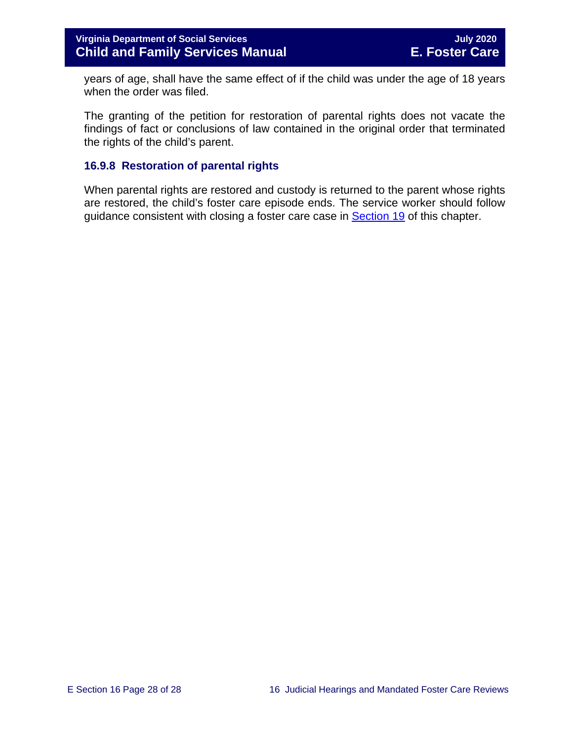years of age, shall have the same effect of if the child was under the age of 18 years when the order was filed.

The granting of the petition for restoration of parental rights does not vacate the findings of fact or conclusions of law contained in the original order that terminated the rights of the child's parent.

### 16.9.8 Restoration of parental rights

When parental rights are restored and custody is returned to the parent whose rights are restored, the child's foster care episode ends. The service worker should follow guidance consistent with closing a foster care case in Section 19 of this chapter.